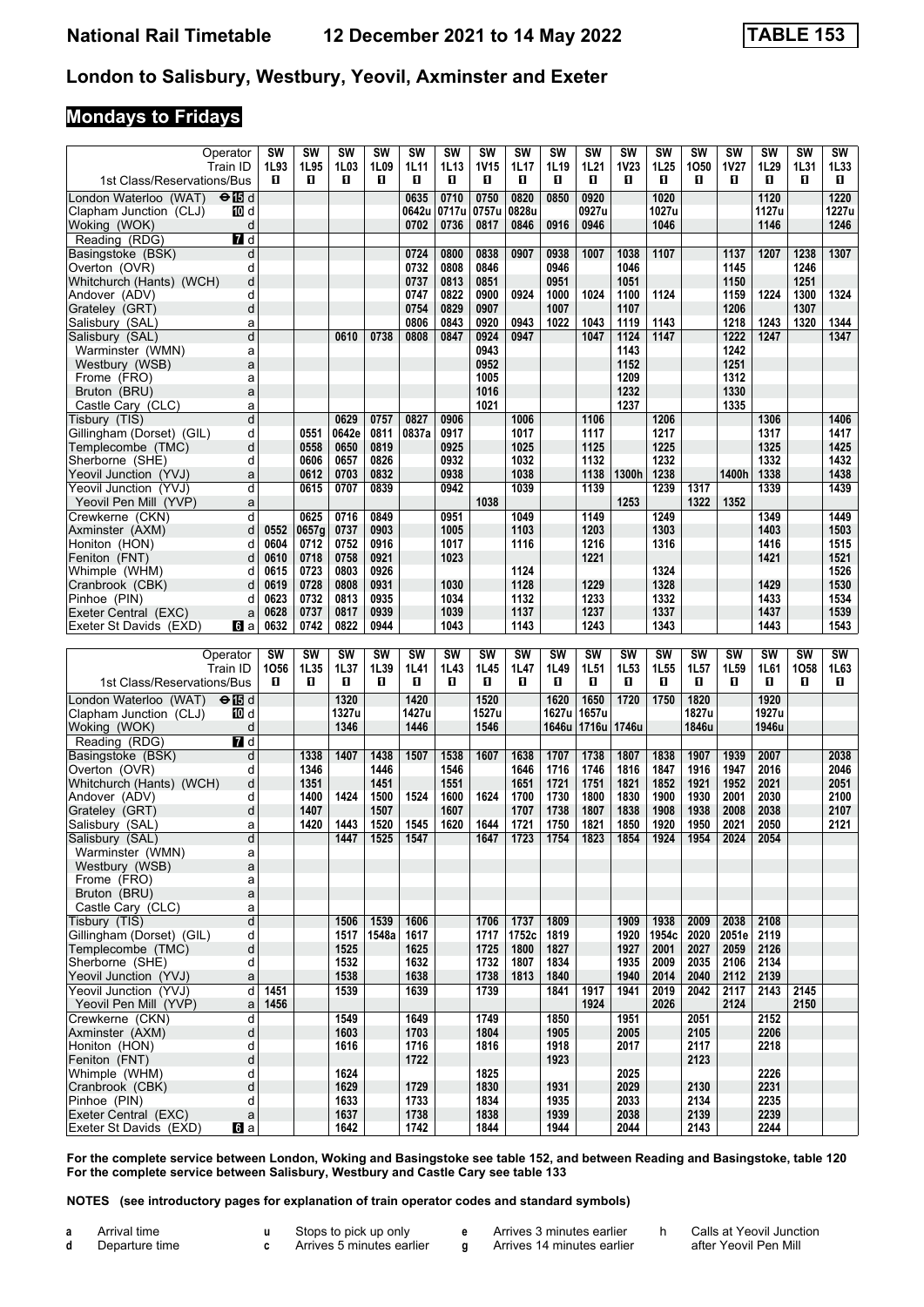# National Rail Timetable 12 December 2021 to 14 May 2022 — TABLE 153

## London to Salisbury, Westbury, Yeovil, Axminster and Exeter

### Mondays to Fridays

| Operator | | SW | SW | SW | SW | SW | SW | SW | SW | SW | SW | SW | SW | SW | SW | SW | SW | SW |
|---|---|---|---|---|---|---|---|---|---|---|---|---|---|---|---|---|---|---|
| Train ID | | 1L93 | 1L95 | 1L03 | 1L09 | 1L11 | 1L13 | 1V15 | 1L17 | 1L19 | 1L21 | 1V23 | 1L25 | 1O50 | 1V27 | 1L29 | 1L31 | 1L33 |
| 1st Class/Reservations/Bus | | 1 | 1 | 1 | 1 | 1 | 1 | 1 | 1 | 1 | 1 | 1 | 1 | 1 | 1 | 1 | 1 | 1 |
| London Waterloo (WAT) ⊖ 15 | d | | | | | 0635 | 0710 | 0750 | 0820 | 0850 | 0920 | | 1020 | | | 1120 | | 1220 |
| Clapham Junction (CLJ) 10 | d | | | | | 0642u | 0717u | 0757u | 0828u | | 0927u | | 1027u | | | 1127u | | 1227u |
| Woking (WOK) | d | | | | | 0702 | 0736 | 0817 | 0846 | 0916 | 0946 | | 1046 | | | 1146 | | 1246 |
| Reading (RDG) 7 | d | | | | | | | | | | | | | | | | | |
| Basingstoke (BSK) | d | | | | | 0724 | 0800 | 0838 | 0907 | 0938 | 1007 | 1038 | 1107 | | 1137 | 1207 | 1238 | 1307 |
| Overton (OVR) | d | | | | | 0732 | 0808 | 0846 | | 0946 | | 1046 | | | 1145 | | 1246 | |
| Whitchurch (Hants) (WCH) | d | | | | | 0737 | 0813 | 0851 | | 0951 | | 1051 | | | 1150 | | 1251 | |
| Andover (ADV) | d | | | | | 0747 | 0822 | 0900 | 0924 | 1000 | 1024 | 1100 | 1124 | | 1159 | 1224 | 1300 | 1324 |
| Grateley (GRT) | d | | | | | 0754 | 0829 | 0907 | | 1007 | | 1107 | | | 1206 | | 1307 | |
| Salisbury (SAL) | a | | | | | 0806 | 0843 | 0920 | 0943 | 1022 | 1043 | 1119 | 1143 | | 1218 | 1243 | 1320 | 1344 |
| Salisbury (SAL) | d | | | 0610 | 0738 | 0808 | 0847 | 0924 | 0947 | | 1047 | 1124 | 1147 | | 1222 | 1247 | | 1347 |
| Warminster (WMN) | a | | | | | | | 0943 | | | | 1143 | | | 1242 | | | |
| Westbury (WSB) | a | | | | | | | 0952 | | | | 1152 | | | 1251 | | | |
| Frome (FRO) | a | | | | | | | 1005 | | | | 1209 | | | 1312 | | | |
| Bruton (BRU) | a | | | | | | | 1016 | | | | 1232 | | | 1330 | | | |
| Castle Cary (CLC) | a | | | | | | | 1021 | | | | 1237 | | | 1335 | | | |
| Tisbury (TIS) | d | | | 0629 | 0757 | 0827 | 0906 | | 1006 | | 1106 | | 1206 | | | 1306 | | 1406 |
| Gillingham (Dorset) (GIL) | d | | 0551 | 0642e | 0811 | 0837a | 0917 | | 1017 | | 1117 | | 1217 | | | 1317 | | 1417 |
| Templecombe (TMC) | d | | 0558 | 0650 | 0819 | | 0925 | | 1025 | | 1125 | | 1225 | | | 1325 | | 1425 |
| Sherborne (SHE) | d | | 0606 | 0657 | 0826 | | 0932 | | 1032 | | 1132 | | 1232 | | | 1332 | | 1432 |
| Yeovil Junction (YVJ) | a | | 0612 | 0703 | 0832 | | 0938 | | 1038 | | 1138 | 1300h | 1238 | | 1400h | 1338 | | 1438 |
| Yeovil Junction (YVJ) | d | | 0615 | 0707 | 0839 | | 0942 | | 1039 | | 1139 | | 1239 | 1317 | | 1339 | | 1439 |
| Yeovil Pen Mill (YVP) | a | | | | | | | 1038 | | | | 1253 | | 1322 | 1352 | | | |
| Crewkerne (CKN) | d | | 0625 | 0716 | 0849 | | 0951 | | 1049 | | 1149 | | 1249 | | | 1349 | | 1449 |
| Axminster (AXM) | d | 0552 | 0657g | 0737 | 0903 | | 1005 | | 1103 | | 1203 | | 1303 | | | 1403 | | 1503 |
| Honiton (HON) | d | 0604 | 0712 | 0752 | 0916 | | 1017 | | 1116 | | 1216 | | 1316 | | | 1416 | | 1515 |
| Feniton (FNT) | d | 0610 | 0718 | 0758 | 0921 | | 1023 | | | | 1221 | | | | | 1421 | | 1521 |
| Whimple (WHM) | d | 0615 | 0723 | 0803 | 0926 | | | | 1124 | | | | 1324 | | | | | 1526 |
| Cranbrook (CBK) | d | 0619 | 0728 | 0808 | 0931 | | 1030 | | 1128 | | 1229 | | 1328 | | | 1429 | | 1530 |
| Pinhoe (PIN) | d | 0623 | 0732 | 0813 | 0935 | | 1034 | | 1132 | | 1233 | | 1332 | | | 1433 | | 1534 |
| Exeter Central (EXC) | a | 0628 | 0737 | 0817 | 0939 | | 1039 | | 1137 | | 1237 | | 1337 | | | 1437 | | 1539 |
| Exeter St Davids (EXD) 6 | a | 0632 | 0742 | 0822 | 0944 | | 1043 | | 1143 | | 1243 | | 1343 | | | 1443 | | 1543 |

| Operator | | SW | SW | SW | SW | SW | SW | SW | SW | SW | SW | SW | SW | SW | SW | SW | SW | SW |
|---|---|---|---|---|---|---|---|---|---|---|---|---|---|---|---|---|---|---|
| Train ID | | 1O56 | 1L35 | 1L37 | 1L39 | 1L41 | 1L43 | 1L45 | 1L47 | 1L49 | 1L51 | 1L53 | 1L55 | 1L57 | 1L59 | 1L61 | 1O58 | 1L63 |
| 1st Class/Reservations/Bus | | 1 | 1 | 1 | 1 | 1 | 1 | 1 | 1 | 1 | 1 | 1 | 1 | 1 | 1 | 1 | 1 | 1 |
| London Waterloo (WAT) ⊖ 15 | d | | | 1320 | | 1420 | | 1520 | | 1620 | 1650 | 1720 | 1750 | 1820 | | 1920 | | |
| Clapham Junction (CLJ) 10 | d | | | 1327u | | 1427u | | 1527u | | 1627u | 1657u | | | 1827u | | 1927u | | |
| Woking (WOK) | d | | | 1346 | | 1446 | | 1546 | | 1646u | 1716u | 1746u | | 1846u | | 1946u | | |
| Reading (RDG) 7 | d | | | | | | | | | | | | | | | | | |
| Basingstoke (BSK) | d | | 1338 | 1407 | 1438 | 1507 | 1538 | 1607 | 1638 | 1707 | 1738 | 1807 | 1838 | 1907 | 1939 | 2007 | | 2038 |
| Overton (OVR) | d | | 1346 | | 1446 | | 1546 | | 1646 | 1716 | 1746 | 1816 | 1847 | 1916 | 1947 | 2016 | | 2046 |
| Whitchurch (Hants) (WCH) | d | | 1351 | | 1451 | | 1551 | | 1651 | 1721 | 1751 | 1821 | 1852 | 1921 | 1952 | 2021 | | 2051 |
| Andover (ADV) | d | | 1400 | 1424 | 1500 | 1524 | 1600 | 1624 | 1700 | 1730 | 1800 | 1830 | 1900 | 1930 | 2001 | 2030 | | 2100 |
| Grateley (GRT) | d | | 1407 | | 1507 | | 1607 | | 1707 | 1738 | 1807 | 1838 | 1908 | 1938 | 2008 | 2038 | | 2107 |
| Salisbury (SAL) | a | | 1420 | 1443 | 1520 | 1545 | 1620 | 1644 | 1721 | 1750 | 1821 | 1850 | 1920 | 1950 | 2021 | 2050 | | 2121 |
| Salisbury (SAL) | d | | | 1447 | 1525 | 1547 | | 1647 | 1723 | 1754 | 1823 | 1854 | 1924 | 1954 | 2024 | 2054 | | |
| Warminster (WMN) | a | | | | | | | | | | | | | | | | | |
| Westbury (WSB) | a | | | | | | | | | | | | | | | | | |
| Frome (FRO) | a | | | | | | | | | | | | | | | | | |
| Bruton (BRU) | a | | | | | | | | | | | | | | | | | |
| Castle Cary (CLC) | a | | | | | | | | | | | | | | | | | |
| Tisbury (TIS) | d | | | 1506 | 1539 | 1606 | | 1706 | 1737 | 1809 | | 1909 | 1938 | 2009 | 2038 | 2108 | | |
| Gillingham (Dorset) (GIL) | d | | | 1517 | 1548a | 1617 | | 1717 | 1752c | 1819 | | 1920 | 1954c | 2020 | 2051e | 2119 | | |
| Templecombe (TMC) | d | | | 1525 | | 1625 | | 1725 | 1800 | 1827 | | 1927 | 2001 | 2027 | 2059 | 2126 | | |
| Sherborne (SHE) | d | | | 1532 | | 1632 | | 1732 | 1807 | 1834 | | 1935 | 2009 | 2035 | 2106 | 2134 | | |
| Yeovil Junction (YVJ) | a | | | 1538 | | 1638 | | 1738 | 1813 | 1840 | | 1940 | 2014 | 2040 | 2112 | 2139 | | |
| Yeovil Junction (YVJ) | d | 1451 | | 1539 | | 1639 | | 1739 | | 1841 | 1917 | 1941 | 2019 | 2042 | 2117 | 2143 | 2145 | |
| Yeovil Pen Mill (YVP) | a | 1456 | | | | | | | | | 1924 | | 2026 | | 2124 | | 2150 | |
| Crewkerne (CKN) | d | | | 1549 | | 1649 | | 1749 | | 1850 | | 1951 | | 2051 | | 2152 | | |
| Axminster (AXM) | d | | | 1603 | | 1703 | | 1804 | | 1905 | | 2005 | | 2105 | | 2206 | | |
| Honiton (HON) | d | | | 1616 | | 1716 | | 1816 | | 1918 | | 2017 | | 2117 | | 2218 | | |
| Feniton (FNT) | d | | | | | 1722 | | | | 1923 | | | | 2123 | | | | |
| Whimple (WHM) | d | | | 1624 | | | | 1825 | | | | 2025 | | | | 2226 | | |
| Cranbrook (CBK) | d | | | 1629 | | 1729 | | 1830 | | 1931 | | 2029 | | 2130 | | 2231 | | |
| Pinhoe (PIN) | d | | | 1633 | | 1733 | | 1834 | | 1935 | | 2033 | | 2134 | | 2235 | | |
| Exeter Central (EXC) | a | | | 1637 | | 1738 | | 1838 | | 1939 | | 2038 | | 2139 | | 2239 | | |
| Exeter St Davids (EXD) 6 | a | | | 1642 | | 1742 | | 1844 | | 1944 | | 2044 | | 2143 | | 2244 | | |

**For the complete service between London, Woking and Basingstoke see table 152, and between Reading and Basingstoke, table 120**
**For the complete service between Salisbury, Westbury and Castle Cary see table 133**

**NOTES (see introductory pages for explanation of train operator codes and standard symbols)**

- **a** Arrival time
- **d** Departure time
- **u** Stops to pick up only
- **c** Arrives 5 minutes earlier
- **e** Arrives 3 minutes earlier
- **g** Arrives 14 minutes earlier
- **h** Calls at Yeovil Junction after Yeovil Pen Mill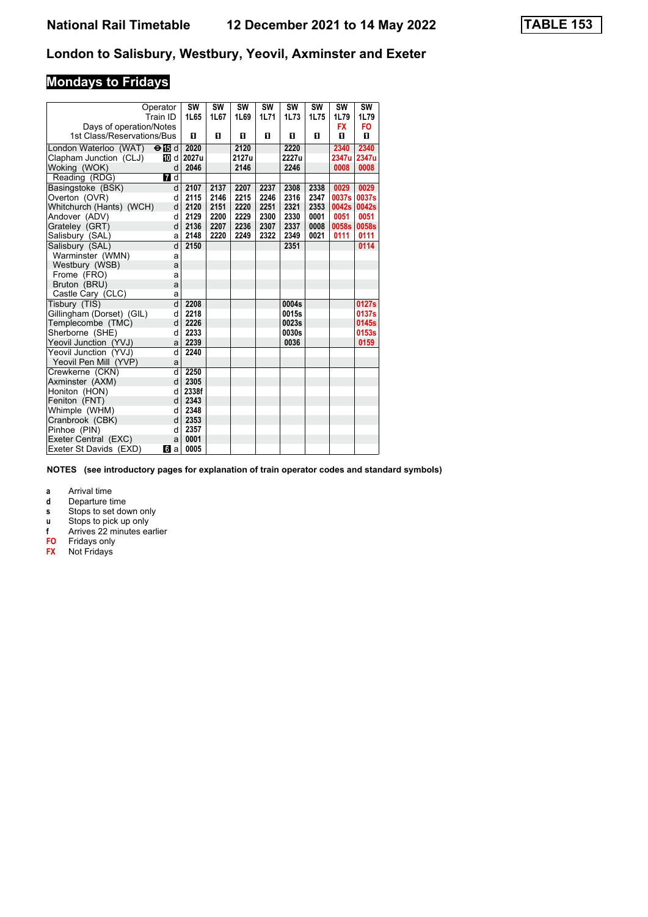# National Rail Timetable 12 December 2021 to 14 May 2022

**TABLE 153**

## London to Salisbury, Westbury, Yeovil, Axminster and Exeter

### Mondays to Fridays

| Operator | | SW | SW | SW | SW | SW | SW | SW | SW |
|---|---|---|---|---|---|---|---|---|---|
| Train ID | | 1L65 | 1L67 | 1L69 | 1L71 | 1L73 | 1L75 | 1L79 | 1L79 |
| Days of operation/Notes | | | | | | | | FX | FO |
| 1st Class/Reservations/Bus | | 1 | 1 | 1 | 1 | 1 | 1 | 1 | 1 |
| London Waterloo (WAT) ⊖ 15 | d | 2020 | | 2120 | | 2220 | | 2340 | 2340 |
| Clapham Junction (CLJ) 10 | d | 2027u | | 2127u | | 2227u | | 2347u | 2347u |
| Woking (WOK) | d | 2046 | | 2146 | | 2246 | | 0008 | 0008 |
| Reading (RDG) 7 | d | | | | | | | | |
| Basingstoke (BSK) | d | 2107 | 2137 | 2207 | 2237 | 2308 | 2338 | 0029 | 0029 |
| Overton (OVR) | d | 2115 | 2146 | 2215 | 2246 | 2316 | 2347 | 0037s | 0037s |
| Whitchurch (Hants) (WCH) | d | 2120 | 2151 | 2220 | 2251 | 2321 | 2353 | 0042s | 0042s |
| Andover (ADV) | d | 2129 | 2200 | 2229 | 2300 | 2330 | 0001 | 0051 | 0051 |
| Grateley (GRT) | d | 2136 | 2207 | 2236 | 2307 | 2337 | 0008 | 0058s | 0058s |
| Salisbury (SAL) | a | 2148 | 2220 | 2249 | 2322 | 2349 | 0021 | 0111 | 0111 |
| Salisbury (SAL) | d | 2150 | | | | 2351 | | | 0114 |
| Warminster (WMN) | a | | | | | | | | |
| Westbury (WSB) | a | | | | | | | | |
| Frome (FRO) | a | | | | | | | | |
| Bruton (BRU) | a | | | | | | | | |
| Castle Cary (CLC) | a | | | | | | | | |
| Tisbury (TIS) | d | 2208 | | | | 0004s | | | 0127s |
| Gillingham (Dorset) (GIL) | d | 2218 | | | | 0015s | | | 0137s |
| Templecombe (TMC) | d | 2226 | | | | 0023s | | | 0145s |
| Sherborne (SHE) | d | 2233 | | | | 0030s | | | 0153s |
| Yeovil Junction (YVJ) | a | 2239 | | | | 0036 | | | 0159 |
| Yeovil Junction (YVJ) | d | 2240 | | | | | | | |
| Yeovil Pen Mill (YVP) | a | | | | | | | | |
| Crewkerne (CKN) | d | 2250 | | | | | | | |
| Axminster (AXM) | d | 2305 | | | | | | | |
| Honiton (HON) | d | 2338f | | | | | | | |
| Feniton (FNT) | d | 2343 | | | | | | | |
| Whimple (WHM) | d | 2348 | | | | | | | |
| Cranbrook (CBK) | d | 2353 | | | | | | | |
| Pinhoe (PIN) | d | 2357 | | | | | | | |
| Exeter Central (EXC) | a | 0001 | | | | | | | |
| Exeter St Davids (EXD) 6 | a | 0005 | | | | | | | |

**NOTES (see introductory pages for explanation of train operator codes and standard symbols)**

- **a** Arrival time
- **d** Departure time
- **s** Stops to set down only
- **u** Stops to pick up only
- **f** Arrives 22 minutes earlier
- **FO** Fridays only
- **FX** Not Fridays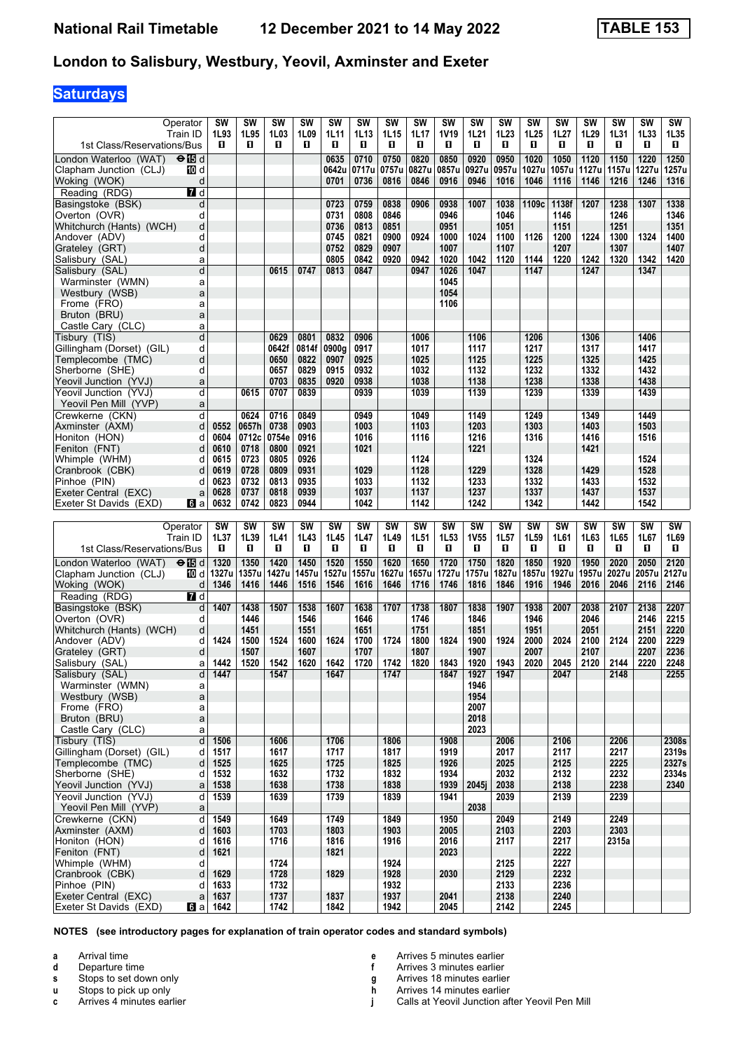# National Rail Timetable 12 December 2021 to 14 May 2022 TABLE 153

## London to Salisbury, Westbury, Yeovil, Axminster and Exeter

### Saturdays

| Operator | | SW | SW | SW | SW | SW | SW | SW | SW | SW | SW | SW | SW | SW | SW | SW | SW | SW |
|---|---|---|---|---|---|---|---|---|---|---|---|---|---|---|---|---|---|---|
| Train ID | | 1L93 | 1L95 | 1L03 | 1L09 | 1L11 | 1L13 | 1L15 | 1L17 | 1V19 | 1L21 | 1L23 | 1L25 | 1L27 | 1L29 | 1L31 | 1L33 | 1L35 |
| 1st Class/Reservations/Bus | | ■ | ■ | ■ | ■ | ■ | ■ | ■ | ■ | ■ | ■ | ■ | ■ | ■ | ■ | ■ | ■ | ■ |
| London Waterloo (WAT) ⊖ 15 | d | | | | | 0635 | 0710 | 0750 | 0820 | 0850 | 0920 | 0950 | 1020 | 1050 | 1120 | 1150 | 1220 | 1250 |
| Clapham Junction (CLJ) 10 | d | | | | | 0642u | 0717u | 0757u | 0827u | 0857u | 0927u | 0957u | 1027u | 1057u | 1127u | 1157u | 1227u | 1257u |
| Woking (WOK) | d | | | | | 0701 | 0736 | 0816 | 0846 | 0916 | 0946 | 1016 | 1046 | 1116 | 1146 | 1216 | 1246 | 1316 |
| Reading (RDG) 7 | d | | | | | | | | | | | | | | | | | |
| Basingstoke (BSK) | d | | | | | 0723 | 0759 | 0838 | 0906 | 0938 | 1007 | 1038 | 1109c | 1138f | 1207 | 1238 | 1307 | 1338 |
| Overton (OVR) | d | | | | | 0731 | 0808 | 0846 | | 0946 | | 1046 | | 1146 | | 1246 | | 1346 |
| Whitchurch (Hants) (WCH) | d | | | | | 0736 | 0813 | 0851 | | 0951 | | 1051 | | 1151 | | 1251 | | 1351 |
| Andover (ADV) | d | | | | | 0745 | 0821 | 0900 | 0924 | 1000 | 1024 | 1100 | 1126 | 1200 | 1224 | 1300 | 1324 | 1400 |
| Grateley (GRT) | d | | | | | 0752 | 0829 | 0907 | | 1007 | | 1107 | | 1207 | | 1307 | | 1407 |
| Salisbury (SAL) | a | | | | | 0805 | 0842 | 0920 | 0942 | 1020 | 1042 | 1120 | 1144 | 1220 | 1242 | 1320 | 1342 | 1420 |
| Salisbury (SAL) | d | | | 0615 | 0747 | 0813 | 0847 | | 0947 | 1026 | 1047 | | 1147 | | 1247 | | 1347 | |
| Warminster (WMN) | a | | | | | | | | | 1045 | | | | | | | | |
| Westbury (WSB) | a | | | | | | | | | 1054 | | | | | | | | |
| Frome (FRO) | a | | | | | | | | | 1106 | | | | | | | | |
| Bruton (BRU) | a | | | | | | | | | | | | | | | | | |
| Castle Cary (CLC) | a | | | | | | | | | | | | | | | | | |
| Tisbury (TIS) | d | | | 0629 | 0801 | 0832 | 0906 | | 1006 | | 1106 | | 1206 | | 1306 | | 1406 | |
| Gillingham (Dorset) (GIL) | d | | | 0642f | 0814f | 0900g | 0917 | | 1017 | | 1117 | | 1217 | | 1317 | | 1417 | |
| Templecombe (TMC) | d | | | 0650 | 0822 | 0907 | 0925 | | 1025 | | 1125 | | 1225 | | 1325 | | 1425 | |
| Sherborne (SHE) | d | | | 0657 | 0829 | 0915 | 0932 | | 1032 | | 1132 | | 1232 | | 1332 | | 1432 | |
| Yeovil Junction (YVJ) | a | | | 0703 | 0835 | 0920 | 0938 | | 1038 | | 1138 | | 1238 | | 1338 | | 1438 | |
| Yeovil Junction (YVJ) | d | | 0615 | 0707 | 0839 | | 0939 | | 1039 | | 1139 | | 1239 | | 1339 | | 1439 | |
| Yeovil Pen Mill (YVP) | a | | | | | | | | | | | | | | | | | |
| Crewkerne (CKN) | d | | 0624 | 0716 | 0849 | | 0949 | | 1049 | | 1149 | | 1249 | | 1349 | | 1449 | |
| Axminster (AXM) | d | 0552 | 0657h | 0738 | 0903 | | 1003 | | 1103 | | 1203 | | 1303 | | 1403 | | 1503 | |
| Honiton (HON) | d | 0604 | 0712c | 0754e | 0916 | | 1016 | | 1116 | | 1216 | | 1316 | | 1416 | | 1516 | |
| Feniton (FNT) | d | 0610 | 0718 | 0800 | 0921 | | 1021 | | | | 1221 | | | | 1421 | | | |
| Whimple (WHM) | d | 0615 | 0723 | 0805 | 0926 | | | | 1124 | | | | 1324 | | | | 1524 | |
| Cranbrook (CBK) | d | 0619 | 0728 | 0809 | 0931 | | 1029 | | 1128 | | 1229 | | 1328 | | 1429 | | 1528 | |
| Pinhoe (PIN) | d | 0623 | 0732 | 0813 | 0935 | | 1033 | | 1132 | | 1233 | | 1332 | | 1433 | | 1532 | |
| Exeter Central (EXC) | a | 0628 | 0737 | 0818 | 0939 | | 1037 | | 1137 | | 1237 | | 1337 | | 1437 | | 1537 | |
| Exeter St Davids (EXD) 6 | a | 0632 | 0742 | 0823 | 0944 | | 1042 | | 1142 | | 1242 | | 1342 | | 1442 | | 1542 | |

| Operator | | SW | SW | SW | SW | SW | SW | SW | SW | SW | SW | SW | SW | SW | SW | SW | SW | SW |
|---|---|---|---|---|---|---|---|---|---|---|---|---|---|---|---|---|---|---|
| Train ID | | 1L37 | 1L39 | 1L41 | 1L43 | 1L45 | 1L47 | 1L49 | 1L51 | 1L53 | 1V55 | 1L57 | 1L59 | 1L61 | 1L63 | 1L65 | 1L67 | 1L69 |
| 1st Class/Reservations/Bus | | ■ | ■ | ■ | ■ | ■ | ■ | ■ | ■ | ■ | ■ | ■ | ■ | ■ | ■ | ■ | ■ | ■ |
| London Waterloo (WAT) ⊖ 15 | d | 1320 | 1350 | 1420 | 1450 | 1520 | 1550 | 1620 | 1650 | 1720 | 1750 | 1820 | 1850 | 1920 | 1950 | 2020 | 2050 | 2120 |
| Clapham Junction (CLJ) 10 | d | 1327u | 1357u | 1427u | 1457u | 1527u | 1557u | 1627u | 1657u | 1727u | 1757u | 1827u | 1857u | 1927u | 1957u | 2027u | 2057u | 2127u |
| Woking (WOK) | d | 1346 | 1416 | 1446 | 1516 | 1546 | 1616 | 1646 | 1716 | 1746 | 1816 | 1846 | 1916 | 1946 | 2016 | 2046 | 2116 | 2146 |
| Reading (RDG) 7 | d | | | | | | | | | | | | | | | | | |
| Basingstoke (BSK) | d | 1407 | 1438 | 1507 | 1538 | 1607 | 1638 | 1707 | 1738 | 1807 | 1838 | 1907 | 1938 | 2007 | 2038 | 2107 | 2138 | 2207 |
| Overton (OVR) | d | | 1446 | | 1546 | | 1646 | | 1746 | | 1846 | | 1946 | | 2046 | | 2146 | 2215 |
| Whitchurch (Hants) (WCH) | d | | 1451 | | 1551 | | 1651 | | 1751 | | 1851 | | 1951 | | 2051 | | 2151 | 2220 |
| Andover (ADV) | d | 1424 | 1500 | 1524 | 1600 | 1624 | 1700 | 1724 | 1800 | 1824 | 1900 | 1924 | 2000 | 2024 | 2100 | 2124 | 2200 | 2229 |
| Grateley (GRT) | d | | 1507 | | 1607 | | 1707 | | 1807 | | 1907 | | 2007 | | 2107 | | 2207 | 2236 |
| Salisbury (SAL) | a | 1442 | 1520 | 1542 | 1620 | 1642 | 1720 | 1742 | 1820 | 1843 | 1920 | 1943 | 2020 | 2045 | 2120 | 2144 | 2220 | 2248 |
| Salisbury (SAL) | d | 1447 | | 1547 | | 1647 | | 1747 | | 1847 | 1927 | 1947 | | 2047 | | 2148 | | 2255 |
| Warminster (WMN) | a | | | | | | | | | | 1946 | | | | | | | |
| Westbury (WSB) | a | | | | | | | | | | 1954 | | | | | | | |
| Frome (FRO) | a | | | | | | | | | | 2007 | | | | | | | |
| Bruton (BRU) | a | | | | | | | | | | 2018 | | | | | | | |
| Castle Cary (CLC) | a | | | | | | | | | | 2023 | | | | | | | |
| Tisbury (TIS) | d | 1506 | | 1606 | | 1706 | | 1806 | | 1908 | | 2006 | | 2106 | | 2206 | | 2308s |
| Gillingham (Dorset) (GIL) | d | 1517 | | 1617 | | 1717 | | 1817 | | 1919 | | 2017 | | 2117 | | 2217 | | 2319s |
| Templecombe (TMC) | d | 1525 | | 1625 | | 1725 | | 1825 | | 1926 | | 2025 | | 2125 | | 2225 | | 2327s |
| Sherborne (SHE) | d | 1532 | | 1632 | | 1732 | | 1832 | | 1934 | | 2032 | | 2132 | | 2232 | | 2334s |
| Yeovil Junction (YVJ) | a | 1538 | | 1638 | | 1738 | | 1838 | | 1939 | 2045j | 2038 | | 2138 | | 2238 | | 2340 |
| Yeovil Junction (YVJ) | d | 1539 | | 1639 | | 1739 | | 1839 | | 1941 | | 2039 | | 2139 | | 2239 | | |
| Yeovil Pen Mill (YVP) | a | | | | | | | | | | 2038 | | | | | | | |
| Crewkerne (CKN) | d | 1549 | | 1649 | | 1749 | | 1849 | | 1950 | | 2049 | | 2149 | | 2249 | | |
| Axminster (AXM) | d | 1603 | | 1703 | | 1803 | | 1903 | | 2005 | | 2103 | | 2203 | | 2303 | | |
| Honiton (HON) | d | 1616 | | 1716 | | 1816 | | 1916 | | 2016 | | 2117 | | 2217 | | 2315a | | |
| Feniton (FNT) | d | 1621 | | | | 1821 | | | | 2023 | | | | 2222 | | | | |
| Whimple (WHM) | d | | | 1724 | | | | 1924 | | | | 2125 | | 2227 | | | | |
| Cranbrook (CBK) | d | 1629 | | 1728 | | 1829 | | 1928 | | 2030 | | 2129 | | 2232 | | | | |
| Pinhoe (PIN) | d | 1633 | | 1732 | | | | 1932 | | | | 2133 | | 2236 | | | | |
| Exeter Central (EXC) | a | 1637 | | 1737 | | 1837 | | 1937 | | 2041 | | 2138 | | 2240 | | | | |
| Exeter St Davids (EXD) 6 | a | 1642 | | 1742 | | 1842 | | 1942 | | 2045 | | 2142 | | 2245 | | | | |

**NOTES (see introductory pages for explanation of train operator codes and standard symbols)**

- **a** Arrival time
- **d** Departure time
- **s** Stops to set down only
- **u** Stops to pick up only
- **c** Arrives 4 minutes earlier
- **e** Arrives 5 minutes earlier
- **f** Arrives 3 minutes earlier
- **g** Arrives 18 minutes earlier
- **h** Arrives 14 minutes earlier
- **j** Calls at Yeovil Junction after Yeovil Pen Mill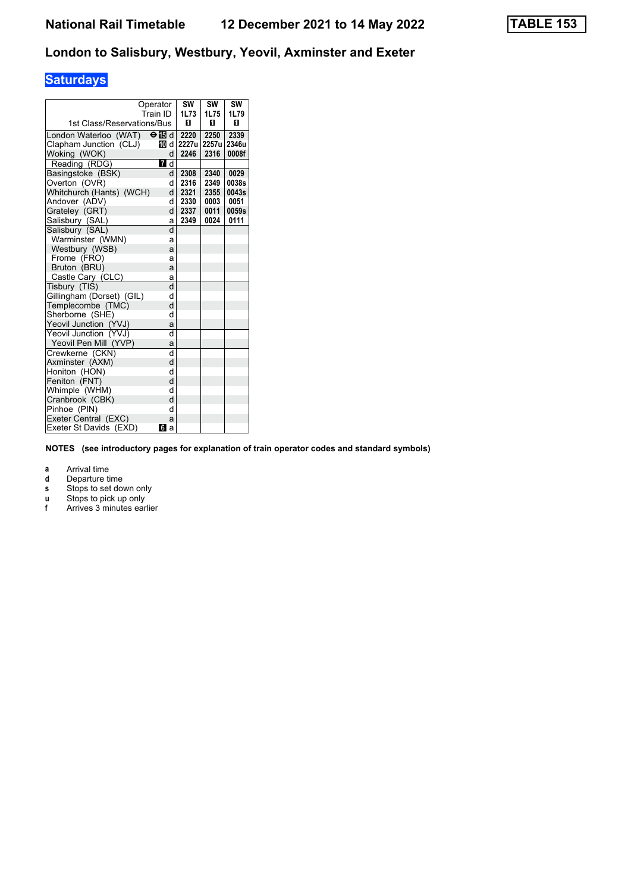# National Rail Timetable 12 December 2021 to 14 May 2022 TABLE 153

## London to Salisbury, Westbury, Yeovil, Axminster and Exeter

### Saturdays

| Operator | | SW | SW | SW |
|---|---|---|---|---|
| Train ID | | 1L73 | 1L75 | 1L79 |
| 1st Class/Reservations/Bus | | ■ | ■ | ■ |
| London Waterloo (WAT) | ⊖ 15 d | 2220 | 2250 | 2339 |
| Clapham Junction (CLJ) | 10 d | 2227u | 2257u | 2346u |
| Woking (WOK) | d | 2246 | 2316 | 0008f |
| Reading (RDG) | 7 d | | | |
| Basingstoke (BSK) | d | 2308 | 2340 | 0029 |
| Overton (OVR) | d | 2316 | 2349 | 0038s |
| Whitchurch (Hants) (WCH) | d | 2321 | 2355 | 0043s |
| Andover (ADV) | d | 2330 | 0003 | 0051 |
| Grateley (GRT) | d | 2337 | 0011 | 0059s |
| Salisbury (SAL) | a | 2349 | 0024 | 0111 |
| Salisbury (SAL) | d | | | |
| Warminster (WMN) | a | | | |
| Westbury (WSB) | a | | | |
| Frome (FRO) | a | | | |
| Bruton (BRU) | a | | | |
| Castle Cary (CLC) | a | | | |
| Tisbury (TIS) | d | | | |
| Gillingham (Dorset) (GIL) | d | | | |
| Templecombe (TMC) | d | | | |
| Sherborne (SHE) | d | | | |
| Yeovil Junction (YVJ) | a | | | |
| Yeovil Junction (YVJ) | d | | | |
| Yeovil Pen Mill (YVP) | a | | | |
| Crewkerne (CKN) | d | | | |
| Axminster (AXM) | d | | | |
| Honiton (HON) | d | | | |
| Feniton (FNT) | d | | | |
| Whimple (WHM) | d | | | |
| Cranbrook (CBK) | d | | | |
| Pinhoe (PIN) | d | | | |
| Exeter Central (EXC) | a | | | |
| Exeter St Davids (EXD) | 6 a | | | |

**NOTES (see introductory pages for explanation of train operator codes and standard symbols)**

- **a** Arrival time
- **d** Departure time
- **s** Stops to set down only
- **u** Stops to pick up only
- **f** Arrives 3 minutes earlier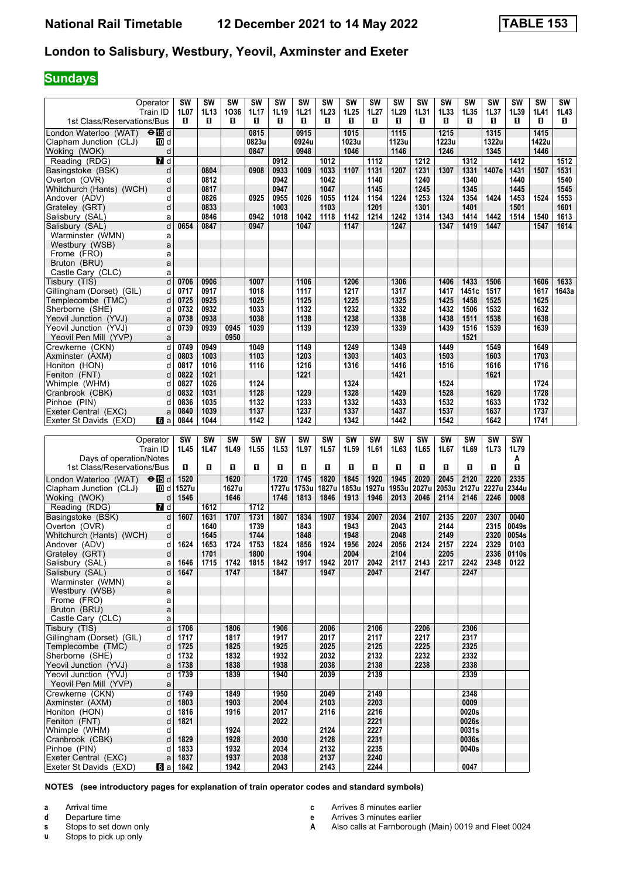## London to Salisbury, Westbury, Yeovil, Axminster and Exeter

### Sundays

| Operator | | SW | SW | SW | SW | SW | SW | SW | SW | SW | SW | SW | SW | SW | SW | SW | SW | SW |
|---|---|---|---|---|---|---|---|---|---|---|---|---|---|---|---|---|---|---|
| Train ID | | 1L07 | 1L13 | 1O36 | 1L17 | 1L19 | 1L21 | 1L23 | 1L25 | 1L27 | 1L29 | 1L31 | 1L33 | 1L35 | 1L37 | 1L39 | 1L41 | 1L43 |
| 1st Class/Reservations/Bus | | ◘ | ◘ | ◘ | ◘ | ◘ | ◘ | ◘ | ◘ | ◘ | ◘ | ◘ | ◘ | ◘ | ◘ | ◘ | ◘ | ◘ |
| London Waterloo (WAT) ⊖ 15 | d | | | | 0815 | | 0915 | | 1015 | | 1115 | | 1215 | | 1315 | | 1415 | |
| Clapham Junction (CLJ) 10 | d | | | | 0823u | | 0924u | | 1023u | | 1123u | | 1223u | | 1322u | | 1422u | |
| Woking (WOK) | d | | | | 0847 | | 0948 | | 1046 | | 1146 | | 1246 | | 1345 | | 1446 | |
| Reading (RDG) 7 | d | | | | | 0912 | | 1012 | | 1112 | | 1212 | | 1312 | | 1412 | | 1512 |
| Basingstoke (BSK) | d | | 0804 | | 0908 | 0933 | 1009 | 1033 | 1107 | 1131 | 1207 | 1231 | 1307 | 1331 | 1407e | 1431 | 1507 | 1531 |
| Overton (OVR) | d | | 0812 | | | 0942 | | 1042 | | 1140 | | 1240 | | 1340 | | 1440 | | 1540 |
| Whitchurch (Hants) (WCH) | d | | 0817 | | | 0947 | | 1047 | | 1145 | | 1245 | | 1345 | | 1445 | | 1545 |
| Andover (ADV) | d | | 0826 | | 0925 | 0955 | 1026 | 1055 | 1124 | 1154 | 1224 | 1253 | 1324 | 1354 | 1424 | 1453 | 1524 | 1553 |
| Grateley (GRT) | d | | 0833 | | | 1003 | | 1103 | | 1201 | | 1301 | | 1401 | | 1501 | | 1601 |
| Salisbury (SAL) | a | | 0846 | | 0942 | 1018 | 1042 | 1118 | 1142 | 1214 | 1242 | 1314 | 1343 | 1414 | 1442 | 1514 | 1540 | 1613 |
| Salisbury (SAL) | d | 0654 | 0847 | | 0947 | | 1047 | | 1147 | | 1247 | | 1347 | 1419 | 1447 | | 1547 | 1614 |
| Warminster (WMN) | a | | | | | | | | | | | | | | | | | |
| Westbury (WSB) | a | | | | | | | | | | | | | | | | | |
| Frome (FRO) | a | | | | | | | | | | | | | | | | | |
| Bruton (BRU) | a | | | | | | | | | | | | | | | | | |
| Castle Cary (CLC) | a | | | | | | | | | | | | | | | | | |
| Tisbury (TIS) | d | 0706 | 0906 | | 1007 | | 1106 | | 1206 | | 1306 | | 1406 | 1433 | 1506 | | 1606 | 1633 |
| Gillingham (Dorset) (GIL) | d | 0717 | 0917 | | 1018 | | 1117 | | 1217 | | 1317 | | 1417 | 1451c | 1517 | | 1617 | 1643a |
| Templecombe (TMC) | d | 0725 | 0925 | | 1025 | | 1125 | | 1225 | | 1325 | | 1425 | 1458 | 1525 | | 1625 | |
| Sherborne (SHE) | d | 0732 | 0932 | | 1033 | | 1132 | | 1232 | | 1332 | | 1432 | 1506 | 1532 | | 1632 | |
| Yeovil Junction (YVJ) | a | 0738 | 0938 | | 1038 | | 1138 | | 1238 | | 1338 | | 1438 | 1511 | 1538 | | 1638 | |
| Yeovil Junction (YVJ) | d | 0739 | 0939 | 0945 | 1039 | | 1139 | | 1239 | | 1339 | | 1439 | 1516 | 1539 | | 1639 | |
| Yeovil Pen Mill (YVP) | a | | | 0950 | | | | | | | | | | 1521 | | | | |
| Crewkerne (CKN) | d | 0749 | 0949 | | 1049 | | 1149 | | 1249 | | 1349 | | 1449 | | 1549 | | 1649 | |
| Axminster (AXM) | d | 0803 | 1003 | | 1103 | | 1203 | | 1303 | | 1403 | | 1503 | | 1603 | | 1703 | |
| Honiton (HON) | d | 0817 | 1016 | | 1116 | | 1216 | | 1316 | | 1416 | | 1516 | | 1616 | | 1716 | |
| Feniton (FNT) | d | 0822 | 1021 | | | | 1221 | | | | 1421 | | | | 1621 | | | |
| Whimple (WHM) | d | 0827 | 1026 | | 1124 | | | | 1324 | | | | 1524 | | | | 1724 | |
| Cranbrook (CBK) | d | 0832 | 1031 | | 1128 | | 1229 | | 1328 | | 1429 | | 1528 | | 1629 | | 1728 | |
| Pinhoe (PIN) | d | 0836 | 1035 | | 1132 | | 1233 | | 1332 | | 1433 | | 1532 | | 1633 | | 1732 | |
| Exeter Central (EXC) | a | 0840 | 1039 | | 1137 | | 1237 | | 1337 | | 1437 | | 1537 | | 1637 | | 1737 | |
| Exeter St Davids (EXD) 6 | a | 0844 | 1044 | | 1142 | | 1242 | | 1342 | | 1442 | | 1542 | | 1642 | | 1741 | |

| Operator | | SW | SW | SW | SW | SW | SW | SW | SW | SW | SW | SW | SW | SW | SW | SW |
|---|---|---|---|---|---|---|---|---|---|---|---|---|---|---|---|---|
| Train ID | | 1L45 | 1L47 | 1L49 | 1L55 | 1L53 | 1L97 | 1L57 | 1L59 | 1L61 | 1L63 | 1L65 | 1L67 | 1L69 | 1L73 | 1L79 |
| Days of operation/Notes | | | | | | | | | | | | | | | | A |
| 1st Class/Reservations/Bus | | ◘ | ◘ | ◘ | ◘ | ◘ | ◘ | ◘ | ◘ | ◘ | ◘ | ◘ | ◘ | ◘ | ◘ | ◘ |
| London Waterloo (WAT) ⊖ 15 | d | 1520 | | 1620 | | 1720 | 1745 | 1820 | 1845 | 1920 | 1945 | 2020 | 2045 | 2120 | 2220 | 2335 |
| Clapham Junction (CLJ) 10 | d | 1527u | | 1627u | | 1727u | 1753u | 1827u | 1853u | 1927u | 1953u | 2027u | 2053u | 2127u | 2227u | 2344u |
| Woking (WOK) | d | 1546 | | 1646 | | 1746 | 1813 | 1846 | 1913 | 1946 | 2013 | 2046 | 2114 | 2146 | 2246 | 0008 |
| Reading (RDG) 7 | d | | 1612 | | 1712 | | | | | | | | | | | |
| Basingstoke (BSK) | d | 1607 | 1631 | 1707 | 1731 | 1807 | 1834 | 1907 | 1934 | 2007 | 2034 | 2107 | 2135 | 2207 | 2307 | 0040 |
| Overton (OVR) | d | | 1640 | | 1739 | | 1843 | | 1943 | | 2043 | | 2144 | | 2315 | 0049s |
| Whitchurch (Hants) (WCH) | d | | 1645 | | 1744 | | 1848 | | 1948 | | 2048 | | 2149 | | 2320 | 0054s |
| Andover (ADV) | d | 1624 | 1653 | 1724 | 1753 | 1824 | 1856 | 1924 | 1956 | 2024 | 2056 | 2124 | 2157 | 2224 | 2329 | 0103 |
| Grateley (GRT) | d | | 1701 | | 1800 | | 1904 | | 2004 | | 2104 | | 2205 | | 2336 | 0110s |
| Salisbury (SAL) | a | 1646 | 1715 | 1742 | 1815 | 1842 | 1917 | 1942 | 2017 | 2042 | 2117 | 2143 | 2217 | 2242 | 2348 | 0122 |
| Salisbury (SAL) | d | 1647 | | 1747 | | 1847 | | 1947 | | 2047 | | 2147 | | 2247 | | |
| Warminster (WMN) | a | | | | | | | | | | | | | | | |
| Westbury (WSB) | a | | | | | | | | | | | | | | | |
| Frome (FRO) | a | | | | | | | | | | | | | | | |
| Bruton (BRU) | a | | | | | | | | | | | | | | | |
| Castle Cary (CLC) | a | | | | | | | | | | | | | | | |
| Tisbury (TIS) | d | 1706 | | 1806 | | 1906 | | 2006 | | 2106 | | 2206 | | 2306 | | |
| Gillingham (Dorset) (GIL) | d | 1717 | | 1817 | | 1917 | | 2017 | | 2117 | | 2217 | | 2317 | | |
| Templecombe (TMC) | d | 1725 | | 1825 | | 1925 | | 2025 | | 2125 | | 2225 | | 2325 | | |
| Sherborne (SHE) | d | 1732 | | 1832 | | 1932 | | 2032 | | 2132 | | 2232 | | 2332 | | |
| Yeovil Junction (YVJ) | a | 1738 | | 1838 | | 1938 | | 2038 | | 2138 | | 2238 | | 2338 | | |
| Yeovil Junction (YVJ) | d | 1739 | | 1839 | | 1940 | | 2039 | | 2139 | | | | 2339 | | |
| Yeovil Pen Mill (YVP) | a | | | | | | | | | | | | | | | |
| Crewkerne (CKN) | d | 1749 | | 1849 | | 1950 | | 2049 | | 2149 | | | | 2348 | | |
| Axminster (AXM) | d | 1803 | | 1903 | | 2004 | | 2103 | | 2203 | | | | 0009 | | |
| Honiton (HON) | d | 1816 | | 1916 | | 2017 | | 2116 | | 2216 | | | | 0020s | | |
| Feniton (FNT) | d | 1821 | | | | 2022 | | | | 2221 | | | | 0026s | | |
| Whimple (WHM) | d | | | 1924 | | | | 2124 | | 2227 | | | | 0031s | | |
| Cranbrook (CBK) | d | 1829 | | 1928 | | 2030 | | 2128 | | 2231 | | | | 0036s | | |
| Pinhoe (PIN) | d | 1833 | | 1932 | | 2034 | | 2132 | | 2235 | | | | 0040s | | |
| Exeter Central (EXC) | a | 1837 | | 1937 | | 2038 | | 2137 | | 2240 | | | | | | |
| Exeter St Davids (EXD) 6 | a | 1842 | | 1942 | | 2043 | | 2143 | | 2244 | | | | 0047 | | |

**NOTES (see introductory pages for explanation of train operator codes and standard symbols)**

- **a** Arrival time
- **d** Departure time
- **s** Stops to set down only
- **u** Stops to pick up only
- **c** Arrives 8 minutes earlier
- **e** Arrives 3 minutes earlier
- **A** Also calls at Farnborough (Main) 0019 and Fleet 0024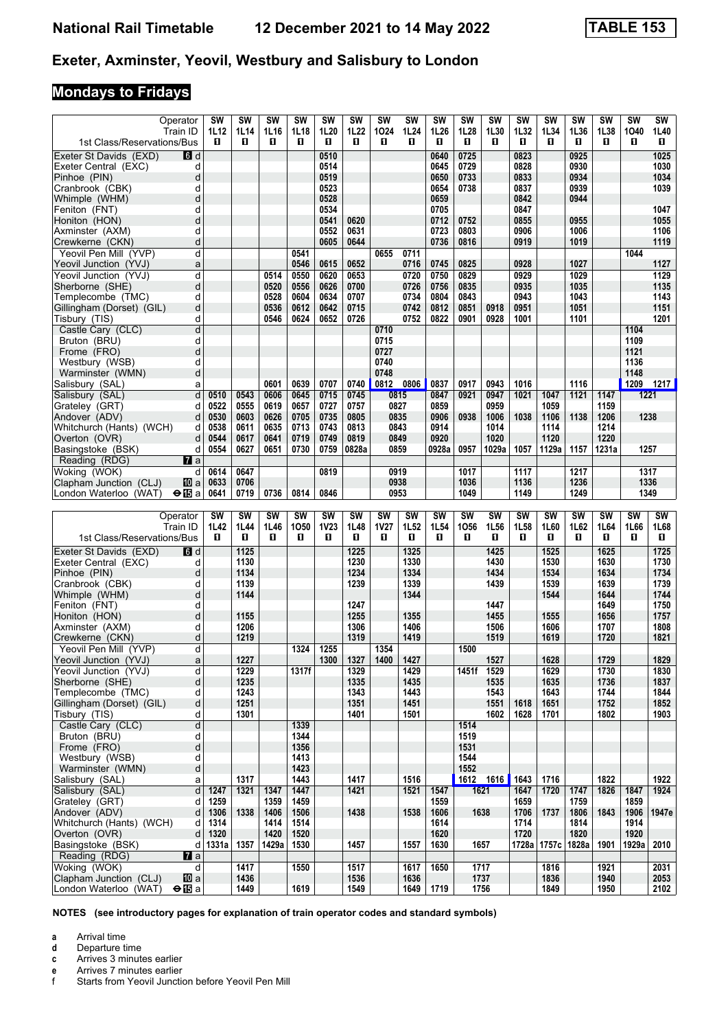## Exeter, Axminster, Yeovil, Westbury and Salisbury to London

### Mondays to Fridays

| Operator | | SW | SW | SW | SW | SW | SW | SW | SW | SW | SW | SW | SW | SW | SW | SW | SW | SW |
|---|---|---|---|---|---|---|---|---|---|---|---|---|---|---|---|---|---|---|
| Train ID | | 1L12 | 1L14 | 1L16 | 1L18 | 1L20 | 1L22 | 1O24 | 1L24 | 1L26 | 1L28 | 1L30 | 1L32 | 1L34 | 1L36 | 1L38 | 1O40 | 1L40 |
| 1st Class/Reservations/Bus | | ■ | ■ | ■ | ■ | ■ | ■ | ■ | ■ | ■ | ■ | ■ | ■ | ■ | ■ | ■ | ■ | ■ |
| Exeter St Davids (EXD) | d | | | | | 0510 | | | | 0640 | 0725 | | 0823 | | 0925 | | | 1025 |
| Exeter Central (EXC) | d | | | | | 0514 | | | | 0645 | 0729 | | 0828 | | 0930 | | | 1030 |
| Pinhoe (PIN) | d | | | | | 0519 | | | | 0650 | 0733 | | 0833 | | 0934 | | | 1034 |
| Cranbrook (CBK) | d | | | | | 0523 | | | | 0654 | 0738 | | 0837 | | 0939 | | | 1039 |
| Whimple (WHM) | d | | | | | 0528 | | | | 0659 | | | 0842 | | 0944 | | | |
| Feniton (FNT) | d | | | | | 0534 | | | | 0705 | | | 0847 | | | | | 1047 |
| Honiton (HON) | d | | | | | 0541 | 0620 | | | 0712 | 0752 | | 0855 | | 0955 | | | 1055 |
| Axminster (AXM) | d | | | | | 0552 | 0631 | | | 0723 | 0803 | | 0906 | | 1006 | | | 1106 |
| Crewkerne (CKN) | d | | | | | 0605 | 0644 | | | 0736 | 0816 | | 0919 | | 1019 | | | 1119 |
| Yeovil Pen Mill (YVP) | d | | | | 0541 | | | 0655 | 0711 | | | | | | | | 1044 | |
| Yeovil Junction (YVJ) | a | | | | 0546 | 0615 | 0652 | | 0716 | 0745 | 0825 | | 0928 | | 1027 | | | 1127 |
| Yeovil Junction (YVJ) | d | | | 0514 | 0550 | 0620 | 0653 | | 0720 | 0750 | 0829 | | 0929 | | 1029 | | | 1129 |
| Sherborne (SHE) | d | | | 0520 | 0556 | 0626 | 0700 | | 0726 | 0756 | 0835 | | 0935 | | 1035 | | | 1135 |
| Templecombe (TMC) | d | | | 0528 | 0604 | 0634 | 0707 | | 0734 | 0804 | 0843 | | 0943 | | 1043 | | | 1143 |
| Gillingham (Dorset) (GIL) | d | | | 0536 | 0612 | 0642 | 0715 | | 0742 | 0812 | 0851 | 0918 | 0951 | | 1051 | | | 1151 |
| Tisbury (TIS) | d | | | 0546 | 0624 | 0652 | 0726 | | 0752 | 0822 | 0901 | 0928 | 1001 | | 1101 | | | 1201 |
| Castle Cary (CLC) | d | | | | | | | 0710 | | | | | | | | | 1104 | |
| Bruton (BRU) | d | | | | | | | 0715 | | | | | | | | | 1109 | |
| Frome (FRO) | d | | | | | | | 0727 | | | | | | | | | 1121 | |
| Westbury (WSB) | d | | | | | | | 0740 | | | | | | | | | 1136 | |
| Warminster (WMN) | d | | | | | | | 0748 | | | | | | | | | 1148 | |
| Salisbury (SAL) | a | | | 0601 | 0639 | 0707 | 0740 | 0812 | 0806 | 0837 | 0917 | 0943 | 1016 | | 1116 | | 1209 | 1217 |
| Salisbury (SAL) | d | 0510 | 0543 | 0606 | 0645 | 0715 | 0745 | | 0815 | 0847 | 0921 | 0947 | 1021 | 1047 | 1121 | 1147 | | 1221 |
| Grateley (GRT) | d | 0522 | 0555 | 0619 | 0657 | 0727 | 0757 | | 0827 | 0859 | | 0959 | | 1059 | | 1159 | | |
| Andover (ADV) | d | 0530 | 0603 | 0626 | 0705 | 0735 | 0805 | | 0835 | 0906 | 0938 | 1006 | 1038 | 1106 | 1138 | 1206 | | 1238 |
| Whitchurch (Hants) (WCH) | d | 0538 | 0611 | 0635 | 0713 | 0743 | 0813 | | 0843 | 0914 | | 1014 | | 1114 | | 1214 | | |
| Overton (OVR) | d | 0544 | 0617 | 0641 | 0719 | 0749 | 0819 | | 0849 | 0920 | | 1020 | | 1120 | | 1220 | | |
| Basingstoke (BSK) | d | 0554 | 0627 | 0651 | 0730 | 0759 | 0828a | | 0859 | 0928a | 0957 | 1029a | 1057 | 1129a | 1157 | 1231a | | 1257 |
| Reading (RDG) | a | | | | | | | | | | | | | | | | | |
| Woking (WOK) | d | 0614 | 0647 | | | 0819 | | | 0919 | | 1017 | | 1117 | | 1217 | | | 1317 |
| Clapham Junction (CLJ) | a | 0633 | 0706 | | | | | | 0938 | | 1036 | | 1136 | | 1236 | | | 1336 |
| London Waterloo (WAT) | a | 0641 | 0719 | 0736 | 0814 | 0846 | | | 0953 | | 1049 | | 1149 | | 1249 | | | 1349 |

| Operator | | SW | SW | SW | SW | SW | SW | SW | SW | SW | SW | SW | SW | SW | SW | SW | SW | SW |
|---|---|---|---|---|---|---|---|---|---|---|---|---|---|---|---|---|---|---|
| Train ID | | 1L42 | 1L44 | 1L46 | 1O50 | 1V23 | 1L48 | 1V27 | 1L52 | 1L54 | 1O56 | 1L56 | 1L58 | 1L60 | 1L62 | 1L64 | 1L66 | 1L68 |
| 1st Class/Reservations/Bus | | ■ | ■ | ■ | ■ | ■ | ■ | ■ | ■ | ■ | ■ | ■ | ■ | ■ | ■ | ■ | ■ | ■ |
| Exeter St Davids (EXD) | d | | 1125 | | | | 1225 | | 1325 | | | 1425 | | 1525 | | 1625 | | 1725 |
| Exeter Central (EXC) | d | | 1130 | | | | 1230 | | 1330 | | | 1430 | | 1530 | | 1630 | | 1730 |
| Pinhoe (PIN) | d | | 1134 | | | | 1234 | | 1334 | | | 1434 | | 1534 | | 1634 | | 1734 |
| Cranbrook (CBK) | d | | 1139 | | | | 1239 | | 1339 | | | 1439 | | 1539 | | 1639 | | 1739 |
| Whimple (WHM) | d | | 1144 | | | | | | 1344 | | | | | 1544 | | 1644 | | 1744 |
| Feniton (FNT) | d | | | | | | 1247 | | | | | 1447 | | | | 1649 | | 1750 |
| Honiton (HON) | d | | 1155 | | | | 1255 | | 1355 | | | 1455 | | 1555 | | 1656 | | 1757 |
| Axminster (AXM) | d | | 1206 | | | | 1306 | | 1406 | | | 1506 | | 1606 | | 1707 | | 1808 |
| Crewkerne (CKN) | d | | 1219 | | | | 1319 | | 1419 | | | 1519 | | 1619 | | 1720 | | 1821 |
| Yeovil Pen Mill (YVP) | d | | | | 1324 | 1255 | | 1354 | | | 1500 | | | | | | | |
| Yeovil Junction (YVJ) | a | | 1227 | | | 1300 | 1327 | 1400 | 1427 | | | 1527 | | 1628 | | 1729 | | 1829 |
| Yeovil Junction (YVJ) | d | | 1229 | | 1317f | | 1329 | | 1429 | | 1451f | 1529 | | 1629 | | 1730 | | 1830 |
| Sherborne (SHE) | d | | 1235 | | | | 1335 | | 1435 | | | 1535 | | 1635 | | 1736 | | 1837 |
| Templecombe (TMC) | d | | 1243 | | | | 1343 | | 1443 | | | 1543 | | 1643 | | 1744 | | 1844 |
| Gillingham (Dorset) (GIL) | d | | 1251 | | | | 1351 | | 1451 | | | 1551 | 1618 | 1651 | | 1752 | | 1852 |
| Tisbury (TIS) | d | | 1301 | | | | 1401 | | 1501 | | | 1602 | 1628 | 1701 | | 1802 | | 1903 |
| Castle Cary (CLC) | d | | | | 1339 | | | | | | 1514 | | | | | | | |
| Bruton (BRU) | d | | | | 1344 | | | | | | 1519 | | | | | | | |
| Frome (FRO) | d | | | | 1356 | | | | | | 1531 | | | | | | | |
| Westbury (WSB) | d | | | | 1413 | | | | | | 1544 | | | | | | | |
| Warminster (WMN) | d | | | | 1423 | | | | | | 1552 | | | | | | | |
| Salisbury (SAL) | a | | 1317 | | 1443 | | 1417 | | 1516 | | 1612 | 1616 | 1643 | 1716 | | 1822 | | 1922 |
| Salisbury (SAL) | d | 1247 | 1321 | 1347 | 1447 | | 1421 | | 1521 | 1547 | | 1621 | 1647 | 1720 | 1747 | 1826 | 1847 | 1924 |
| Grateley (GRT) | d | 1259 | | 1359 | 1459 | | | | | 1559 | | | 1659 | | 1759 | | 1859 | |
| Andover (ADV) | d | 1306 | 1338 | 1406 | 1506 | | 1438 | | 1538 | 1606 | | 1638 | 1706 | 1737 | 1806 | 1843 | 1906 | 1947e |
| Whitchurch (Hants) (WCH) | d | 1314 | | 1414 | 1514 | | | | | 1614 | | | 1714 | | 1814 | | 1914 | |
| Overton (OVR) | d | 1320 | | 1420 | 1520 | | | | | 1620 | | | 1720 | | 1820 | | 1920 | |
| Basingstoke (BSK) | d | 1331a | 1357 | 1429a | 1530 | | 1457 | | 1557 | 1630 | | 1657 | 1728a | 1757c | 1828a | 1901 | 1929a | 2010 |
| Reading (RDG) | a | | | | | | | | | | | | | | | | | |
| Woking (WOK) | d | | 1417 | | 1550 | | 1517 | | 1617 | 1650 | | 1717 | | 1816 | | 1921 | | 2031 |
| Clapham Junction (CLJ) | a | | 1436 | | | | 1536 | | 1636 | | | 1737 | | 1836 | | 1940 | | 2053 |
| London Waterloo (WAT) | a | | 1449 | | 1619 | | 1549 | | 1649 | 1719 | | 1756 | | 1849 | | 1950 | | 2102 |

**NOTES (see introductory pages for explanation of train operator codes and standard symbols)**

- **a** Arrival time
- **d** Departure time
- **c** Arrives 3 minutes earlier
- **e** Arrives 7 minutes earlier
- **f** Starts from Yeovil Junction before Yeovil Pen Mill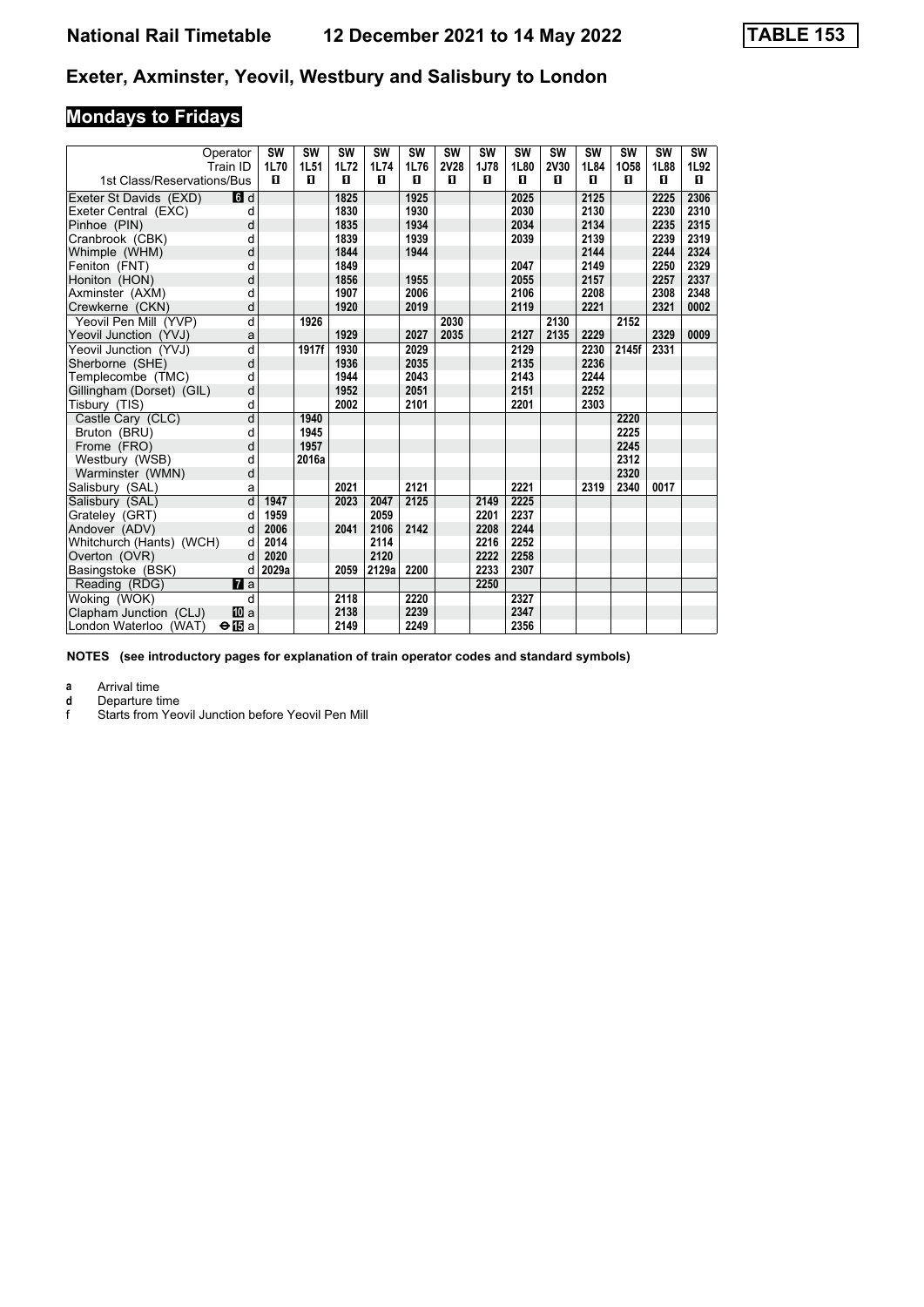# National Rail Timetable 12 December 2021 to 14 May 2022 TABLE 153

## Exeter, Axminster, Yeovil, Westbury and Salisbury to London

### Mondays to Fridays

| Operator | | SW | SW | SW | SW | SW | SW | SW | SW | SW | SW | SW | SW | SW |
|---|---|---|---|---|---|---|---|---|---|---|---|---|---|---|
| Train ID | | 1L70 | 1L51 | 1L72 | 1L74 | 1L76 | 2V28 | 1J78 | 1L80 | 2V30 | 1L84 | 1O58 | 1L88 | 1L92 |
| 1st Class/Reservations/Bus | | 1 | 1 | 1 | 1 | 1 | 1 | 1 | 1 | 1 | 1 | 1 | 1 | 1 |
| Exeter St Davids (EXD) | 6 d | | | 1825 | | 1925 | | | 2025 | | 2125 | | 2225 | 2306 |
| Exeter Central (EXC) | d | | | 1830 | | 1930 | | | 2030 | | 2130 | | 2230 | 2310 |
| Pinhoe (PIN) | d | | | 1835 | | 1934 | | | 2034 | | 2134 | | 2235 | 2315 |
| Cranbrook (CBK) | d | | | 1839 | | 1939 | | | 2039 | | 2139 | | 2239 | 2319 |
| Whimple (WHM) | d | | | 1844 | | 1944 | | | | | 2144 | | 2244 | 2324 |
| Feniton (FNT) | d | | | 1849 | | | | | 2047 | | 2149 | | 2250 | 2329 |
| Honiton (HON) | d | | | 1856 | | 1955 | | | 2055 | | 2157 | | 2257 | 2337 |
| Axminster (AXM) | d | | | 1907 | | 2006 | | | 2106 | | 2208 | | 2308 | 2348 |
| Crewkerne (CKN) | d | | | 1920 | | 2019 | | | 2119 | | 2221 | | 2321 | 0002 |
| Yeovil Pen Mill (YVP) | d | | 1926 | | | | 2030 | | | 2130 | | 2152 | | |
| Yeovil Junction (YVJ) | a | | | 1929 | | 2027 | 2035 | | 2127 | 2135 | 2229 | | 2329 | 0009 |
| Yeovil Junction (YVJ) | d | | 1917f | 1930 | | 2029 | | | 2129 | | 2230 | 2145f | 2331 | |
| Sherborne (SHE) | d | | | 1936 | | 2035 | | | 2135 | | 2236 | | | |
| Templecombe (TMC) | d | | | 1944 | | 2043 | | | 2143 | | 2244 | | | |
| Gillingham (Dorset) (GIL) | d | | | 1952 | | 2051 | | | 2151 | | 2252 | | | |
| Tisbury (TIS) | d | | | 2002 | | 2101 | | | 2201 | | 2303 | | | |
| Castle Cary (CLC) | d | | 1940 | | | | | | | | | 2220 | | |
| Bruton (BRU) | d | | 1945 | | | | | | | | | 2225 | | |
| Frome (FRO) | d | | 1957 | | | | | | | | | 2245 | | |
| Westbury (WSB) | d | | 2016a | | | | | | | | | 2312 | | |
| Warminster (WMN) | d | | | | | | | | | | | 2320 | | |
| Salisbury (SAL) | a | | | 2021 | | 2121 | | | 2221 | | 2319 | 2340 | 0017 | |
| Salisbury (SAL) | d | 1947 | | 2023 | 2047 | 2125 | | 2149 | 2225 | | | | | |
| Grateley (GRT) | d | 1959 | | | 2059 | | | 2201 | 2237 | | | | | |
| Andover (ADV) | d | 2006 | | 2041 | 2106 | 2142 | | 2208 | 2244 | | | | | |
| Whitchurch (Hants) (WCH) | d | 2014 | | | 2114 | | | 2216 | 2252 | | | | | |
| Overton (OVR) | d | 2020 | | | 2120 | | | 2222 | 2258 | | | | | |
| Basingstoke (BSK) | d | 2029a | | 2059 | 2129a | 2200 | | 2233 | 2307 | | | | | |
| Reading (RDG) | 7 a | | | | | | | 2250 | | | | | | |
| Woking (WOK) | d | | | 2118 | | 2220 | | | 2327 | | | | | |
| Clapham Junction (CLJ) | 10 a | | | 2138 | | 2239 | | | 2347 | | | | | |
| London Waterloo (WAT) | ⊖ 15 a | | | 2149 | | 2249 | | | 2356 | | | | | |

**NOTES (see introductory pages for explanation of train operator codes and standard symbols)**

**a** Arrival time
**d** Departure time
f Starts from Yeovil Junction before Yeovil Pen Mill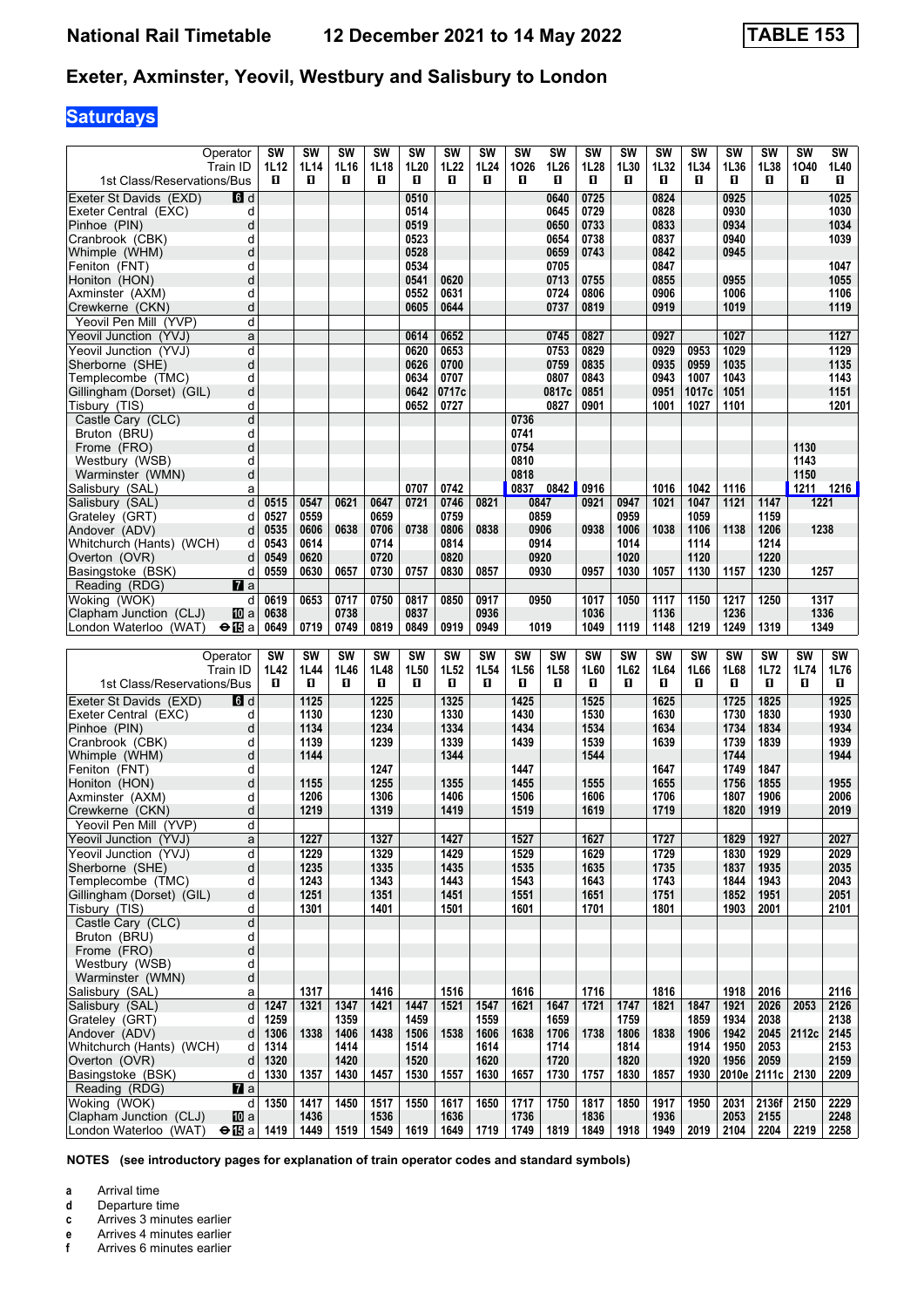# National Rail Timetable — 12 December 2021 to 14 May 2022 — TABLE 153

## Exeter, Axminster, Yeovil, Westbury and Salisbury to London

### Saturdays

| Operator | | SW | SW | SW | SW | SW | SW | SW | SW | SW | SW | SW | SW | SW | SW | SW | SW | SW |
|---|---|---|---|---|---|---|---|---|---|---|---|---|---|---|---|---|---|---|
| **Train ID** | | 1L12 | 1L14 | 1L16 | 1L18 | 1L20 | 1L22 | 1L24 | 1O26 | 1L26 | 1L28 | 1L30 | 1L32 | 1L34 | 1L36 | 1L38 | 1O40 | 1L40 |
| **1st Class/Reservations/Bus** | | ■ | ■ | ■ | ■ | ■ | ■ | ■ | ■ | ■ | ■ | ■ | ■ | ■ | ■ | ■ | ■ | ■ |
| Exeter St Davids (EXD) | d | | | | | 0510 | | | | 0640 | 0725 | | 0824 | | 0925 | | | 1025 |
| Exeter Central (EXC) | d | | | | | 0514 | | | | 0645 | 0729 | | 0828 | | 0930 | | | 1030 |
| Pinhoe (PIN) | d | | | | | 0519 | | | | 0650 | 0733 | | 0833 | | 0934 | | | 1034 |
| Cranbrook (CBK) | d | | | | | 0523 | | | | 0654 | 0738 | | 0837 | | 0940 | | | 1039 |
| Whimple (WHM) | d | | | | | 0528 | | | | 0659 | 0743 | | 0842 | | 0945 | | | |
| Feniton (FNT) | d | | | | | 0534 | | | | 0705 | | | 0847 | | | | | 1047 |
| Honiton (HON) | d | | | | | 0541 | 0620 | | | 0713 | 0755 | | 0855 | | 0955 | | | 1055 |
| Axminster (AXM) | d | | | | | 0552 | 0631 | | | 0724 | 0806 | | 0906 | | 1006 | | | 1106 |
| Crewkerne (CKN) | d | | | | | 0605 | 0644 | | | 0737 | 0819 | | 0919 | | 1019 | | | 1119 |
| Yeovil Pen Mill (YVP) | d | | | | | | | | | | | | | | | | | |
| Yeovil Junction (YVJ) | a | | | | | 0614 | 0652 | | | 0745 | 0827 | | 0927 | | 1027 | | | 1127 |
| Yeovil Junction (YVJ) | d | | | | | 0620 | 0653 | | | 0753 | 0829 | | 0929 | 0953 | 1029 | | | 1129 |
| Sherborne (SHE) | d | | | | | 0626 | 0700 | | | 0759 | 0835 | | 0935 | 0959 | 1035 | | | 1135 |
| Templecombe (TMC) | d | | | | | 0634 | 0707 | | | 0807 | 0843 | | 0943 | 1007 | 1043 | | | 1143 |
| Gillingham (Dorset) (GIL) | d | | | | | 0642 | 0717c | | | 0817c | 0851 | | 0951 | 1017c | 1051 | | | 1151 |
| Tisbury (TIS) | d | | | | | 0652 | 0727 | | | 0827 | 0901 | | 1001 | 1027 | 1101 | | | 1201 |
| Castle Cary (CLC) | d | | | | | | | | 0736 | | | | | | | | | |
| Bruton (BRU) | d | | | | | | | | 0741 | | | | | | | | | |
| Frome (FRO) | d | | | | | | | | 0754 | | | | | | | | 1130 | |
| Westbury (WSB) | d | | | | | | | | 0810 | | | | | | | | 1143 | |
| Warminster (WMN) | d | | | | | | | | 0818 | | | | | | | | 1150 | |
| Salisbury (SAL) | a | | | | | 0707 | 0742 | | 0837 | 0842 | 0916 | | 1016 | 1042 | 1116 | | 1211 | 1216 |
| Salisbury (SAL) | d | 0515 | 0547 | 0621 | 0647 | 0721 | 0746 | 0821 | | 0847 | 0921 | 0947 | 1021 | 1047 | 1121 | 1147 | | 1221 |
| Grateley (GRT) | d | 0527 | 0559 | | 0659 | | 0759 | | | 0859 | | 0959 | | 1059 | | 1159 | | |
| Andover (ADV) | d | 0535 | 0606 | 0638 | 0706 | 0738 | 0806 | 0838 | | 0906 | 0938 | 1006 | 1038 | 1106 | 1138 | 1206 | | 1238 |
| Whitchurch (Hants) (WCH) | d | 0543 | 0614 | | 0714 | | 0814 | | | 0914 | | 1014 | | 1114 | | 1214 | | |
| Overton (OVR) | d | 0549 | 0620 | | 0720 | | 0820 | | | 0920 | | 1020 | | 1120 | | 1220 | | |
| Basingstoke (BSK) | d | 0559 | 0630 | 0657 | 0730 | 0757 | 0830 | 0857 | | 0930 | 0957 | 1030 | 1057 | 1130 | 1157 | 1230 | | 1257 |
| Reading (RDG) | a | | | | | | | | | | | | | | | | | |
| Woking (WOK) | d | 0619 | 0653 | 0717 | 0750 | 0817 | 0850 | 0917 | | 0950 | 1017 | 1050 | 1117 | 1150 | 1217 | 1250 | | 1317 |
| Clapham Junction (CLJ) | a | 0638 | | 0738 | | 0837 | | 0936 | | | 1036 | | 1136 | | 1236 | | | 1336 |
| London Waterloo (WAT) | a | 0649 | 0719 | 0749 | 0819 | 0849 | 0919 | 0949 | | 1019 | 1049 | 1119 | 1148 | 1219 | 1249 | 1319 | | 1349 |

| Operator | | SW | SW | SW | SW | SW | SW | SW | SW | SW | SW | SW | SW | SW | SW | SW | SW | SW |
|---|---|---|---|---|---|---|---|---|---|---|---|---|---|---|---|---|---|---|
| **Train ID** | | 1L42 | 1L44 | 1L46 | 1L48 | 1L50 | 1L52 | 1L54 | 1L56 | 1L58 | 1L60 | 1L62 | 1L64 | 1L66 | 1L68 | 1L72 | 1L74 | 1L76 |
| **1st Class/Reservations/Bus** | | ■ | ■ | ■ | ■ | ■ | ■ | ■ | ■ | ■ | ■ | ■ | ■ | ■ | ■ | ■ | ■ | ■ |
| Exeter St Davids (EXD) | d | | 1125 | | 1225 | | 1325 | | 1425 | | 1525 | | 1625 | | 1725 | 1825 | | 1925 |
| Exeter Central (EXC) | d | | 1130 | | 1230 | | 1330 | | 1430 | | 1530 | | 1630 | | 1730 | 1830 | | 1930 |
| Pinhoe (PIN) | d | | 1134 | | 1234 | | 1334 | | 1434 | | 1534 | | 1634 | | 1734 | 1834 | | 1934 |
| Cranbrook (CBK) | d | | 1139 | | 1239 | | 1339 | | 1439 | | 1539 | | 1639 | | 1739 | 1839 | | 1939 |
| Whimple (WHM) | d | | 1144 | | | | 1344 | | | | 1544 | | | | 1744 | | | 1944 |
| Feniton (FNT) | d | | | | 1247 | | | | 1447 | | | | 1647 | | 1749 | 1847 | | |
| Honiton (HON) | d | | 1155 | | 1255 | | 1355 | | 1455 | | 1555 | | 1655 | | 1756 | 1855 | | 1955 |
| Axminster (AXM) | d | | 1206 | | 1306 | | 1406 | | 1506 | | 1606 | | 1706 | | 1807 | 1906 | | 2006 |
| Crewkerne (CKN) | d | | 1219 | | 1319 | | 1419 | | 1519 | | 1619 | | 1719 | | 1820 | 1919 | | 2019 |
| Yeovil Pen Mill (YVP) | d | | | | | | | | | | | | | | | | | |
| Yeovil Junction (YVJ) | a | | 1227 | | 1327 | | 1427 | | 1527 | | 1627 | | 1727 | | 1829 | 1927 | | 2027 |
| Yeovil Junction (YVJ) | d | | 1229 | | 1329 | | 1429 | | 1529 | | 1629 | | 1729 | | 1830 | 1929 | | 2029 |
| Sherborne (SHE) | d | | 1235 | | 1335 | | 1435 | | 1535 | | 1635 | | 1735 | | 1837 | 1935 | | 2035 |
| Templecombe (TMC) | d | | 1243 | | 1343 | | 1443 | | 1543 | | 1643 | | 1743 | | 1844 | 1943 | | 2043 |
| Gillingham (Dorset) (GIL) | d | | 1251 | | 1351 | | 1451 | | 1551 | | 1651 | | 1751 | | 1852 | 1951 | | 2051 |
| Tisbury (TIS) | d | | 1301 | | 1401 | | 1501 | | 1601 | | 1701 | | 1801 | | 1903 | 2001 | | 2101 |
| Castle Cary (CLC) | d | | | | | | | | | | | | | | | | | |
| Bruton (BRU) | d | | | | | | | | | | | | | | | | | |
| Frome (FRO) | d | | | | | | | | | | | | | | | | | |
| Westbury (WSB) | d | | | | | | | | | | | | | | | | | |
| Warminster (WMN) | d | | | | | | | | | | | | | | | | | |
| Salisbury (SAL) | a | | 1317 | | 1416 | | 1516 | | 1616 | | 1716 | | 1816 | | 1918 | 2016 | | 2116 |
| Salisbury (SAL) | d | 1247 | 1321 | 1347 | 1421 | 1447 | 1521 | 1547 | 1621 | 1647 | 1721 | 1747 | 1821 | 1847 | 1921 | 2026 | 2053 | 2126 |
| Grateley (GRT) | d | 1259 | | 1359 | | 1459 | | 1559 | | 1659 | | 1759 | | 1859 | 1934 | 2038 | | 2138 |
| Andover (ADV) | d | 1306 | 1338 | 1406 | 1438 | 1506 | 1538 | 1606 | 1638 | 1706 | 1738 | 1806 | 1838 | 1906 | 1942 | 2045 | 2112c | 2145 |
| Whitchurch (Hants) (WCH) | d | 1314 | | 1414 | | 1514 | | 1614 | | 1714 | | 1814 | | 1914 | 1950 | 2053 | | 2153 |
| Overton (OVR) | d | 1320 | | 1420 | | 1520 | | 1620 | | 1720 | | 1820 | | 1920 | 1956 | 2059 | | 2159 |
| Basingstoke (BSK) | d | 1330 | 1357 | 1430 | 1457 | 1530 | 1557 | 1630 | 1657 | 1730 | 1757 | 1830 | 1857 | 1930 | 2010e | 2111c | 2130 | 2209 |
| Reading (RDG) | a | | | | | | | | | | | | | | | | | |
| Woking (WOK) | d | 1350 | 1417 | 1450 | 1517 | 1550 | 1617 | 1650 | 1717 | 1750 | 1817 | 1850 | 1917 | 1950 | 2031 | 2136f | 2150 | 2229 |
| Clapham Junction (CLJ) | a | | 1436 | | 1536 | | 1636 | | 1736 | | 1836 | | 1936 | | 2053 | 2155 | | 2248 |
| London Waterloo (WAT) | a | 1419 | 1449 | 1519 | 1549 | 1619 | 1649 | 1719 | 1749 | 1819 | 1849 | 1918 | 1949 | 2019 | 2104 | 2204 | 2219 | 2258 |

**NOTES (see introductory pages for explanation of train operator codes and standard symbols)**

- **a** Arrival time
- **d** Departure time
- **c** Arrives 3 minutes earlier
- **e** Arrives 4 minutes earlier
- **f** Arrives 6 minutes earlier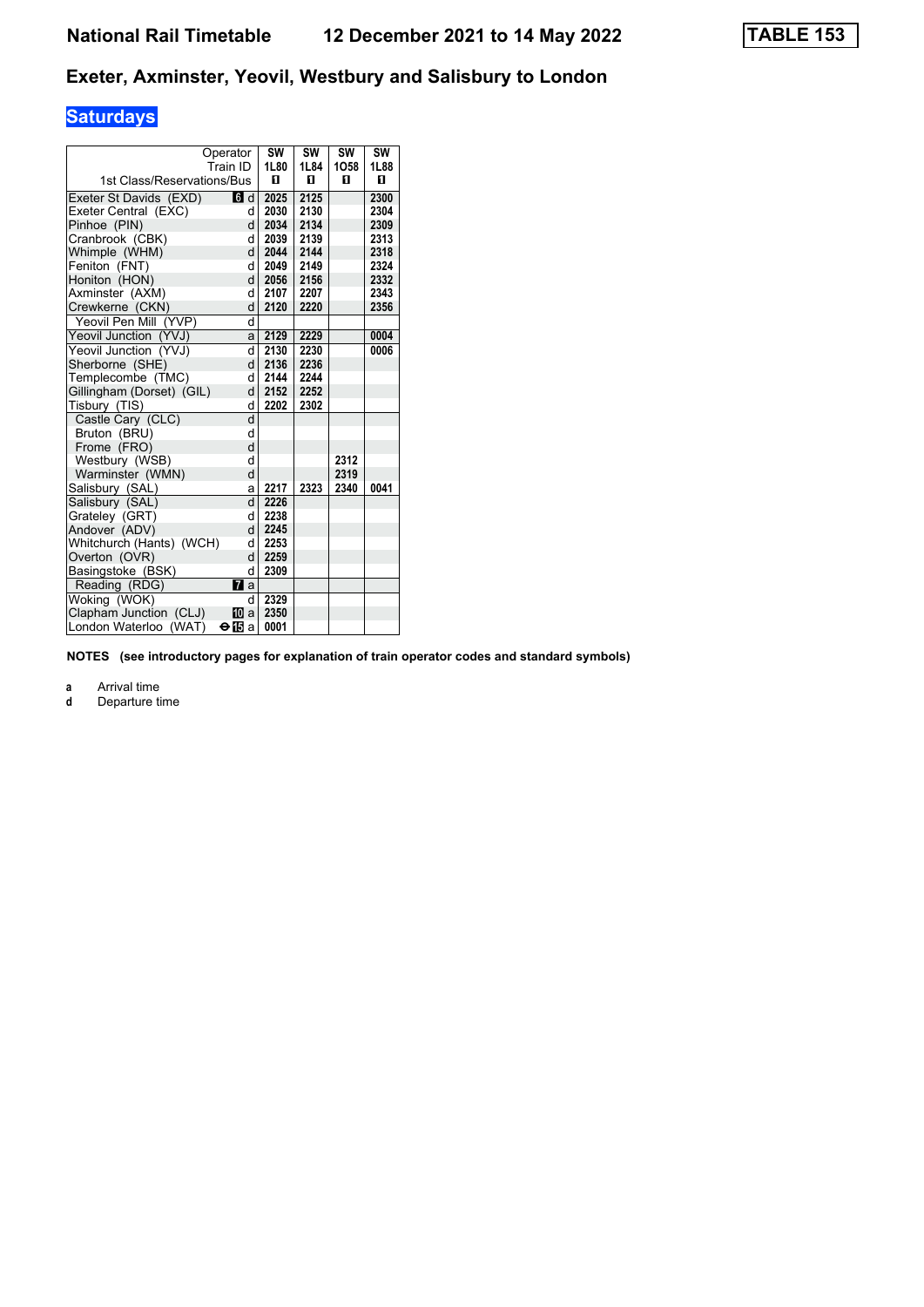# National Rail Timetable 12 December 2021 to 14 May 2022 TABLE 153

## Exeter, Axminster, Yeovil, Westbury and Salisbury to London

### Saturdays

| Operator | | SW | SW | SW | SW |
|---|---|---|---|---|---|
| Train ID | | 1L80 | 1L84 | 1O58 | 1L88 |
| 1st Class/Reservations/Bus | | ◧ | ◧ | ◧ | ◧ |
| Exeter St Davids (EXD) | 6 d | 2025 | 2125 | | 2300 |
| Exeter Central (EXC) | d | 2030 | 2130 | | 2304 |
| Pinhoe (PIN) | d | 2034 | 2134 | | 2309 |
| Cranbrook (CBK) | d | 2039 | 2139 | | 2313 |
| Whimple (WHM) | d | 2044 | 2144 | | 2318 |
| Feniton (FNT) | d | 2049 | 2149 | | 2324 |
| Honiton (HON) | d | 2056 | 2156 | | 2332 |
| Axminster (AXM) | d | 2107 | 2207 | | 2343 |
| Crewkerne (CKN) | d | 2120 | 2220 | | 2356 |
| Yeovil Pen Mill (YVP) | d | | | | |
| Yeovil Junction (YVJ) | a | 2129 | 2229 | | 0004 |
| Yeovil Junction (YVJ) | d | 2130 | 2230 | | 0006 |
| Sherborne (SHE) | d | 2136 | 2236 | | |
| Templecombe (TMC) | d | 2144 | 2244 | | |
| Gillingham (Dorset) (GIL) | d | 2152 | 2252 | | |
| Tisbury (TIS) | d | 2202 | 2302 | | |
| Castle Cary (CLC) | d | | | | |
| Bruton (BRU) | d | | | | |
| Frome (FRO) | d | | | | |
| Westbury (WSB) | d | | | 2312 | |
| Warminster (WMN) | d | | | 2319 | |
| Salisbury (SAL) | a | 2217 | 2323 | 2340 | 0041 |
| Salisbury (SAL) | d | 2226 | | | |
| Grateley (GRT) | d | 2238 | | | |
| Andover (ADV) | d | 2245 | | | |
| Whitchurch (Hants) (WCH) | d | 2253 | | | |
| Overton (OVR) | d | 2259 | | | |
| Basingstoke (BSK) | d | 2309 | | | |
| Reading (RDG) | 7 a | | | | |
| Woking (WOK) | d | 2329 | | | |
| Clapham Junction (CLJ) | 10 a | 2350 | | | |
| London Waterloo (WAT) | ⊖ 15 a | 0001 | | | |

**NOTES (see introductory pages for explanation of train operator codes and standard symbols)**

**a** Arrival time
**d** Departure time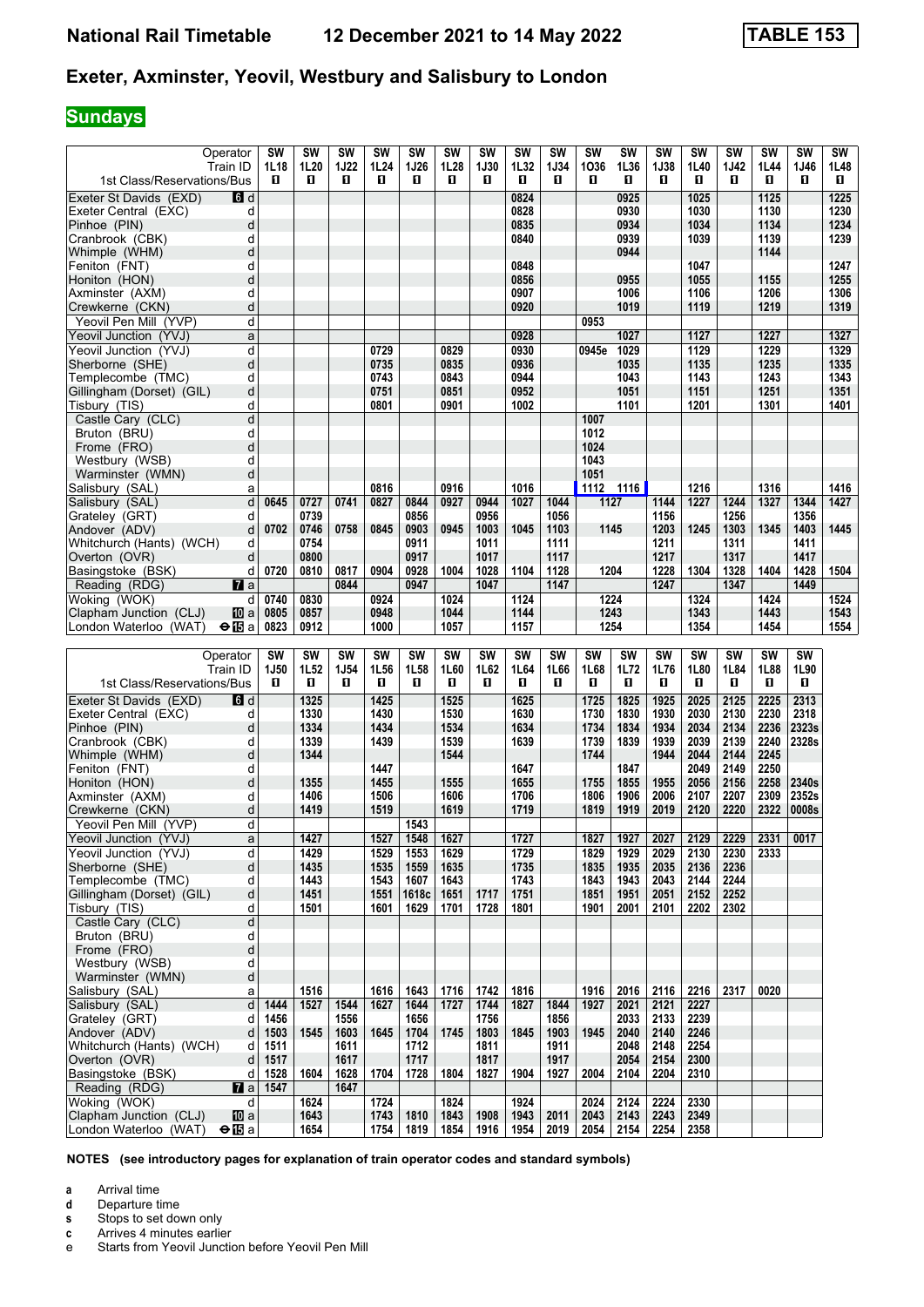## Exeter, Axminster, Yeovil, Westbury and Salisbury to London

**Sundays**

| Operator | | SW | SW | SW | SW | SW | SW | SW | SW | SW | SW | SW | SW | SW | SW | SW | SW | SW |
|---|---|---|---|---|---|---|---|---|---|---|---|---|---|---|---|---|---|---|
| Train ID | | 1L18 | 1L20 | 1J22 | 1L24 | 1J26 | 1L28 | 1J30 | 1L32 | 1J34 | 1O36 | 1L36 | 1J38 | 1L40 | 1J42 | 1L44 | 1J46 | 1L48 |
| 1st Class/Reservations/Bus | | ■ | ■ | ■ | ■ | ■ | ■ | ■ | ■ | ■ | ■ | ■ | ■ | ■ | ■ | ■ | ■ | ■ |
| Exeter St Davids (EXD) 6 | d | | | | | | | | 0824 | | | 0925 | | 1025 | | 1125 | | 1225 |
| Exeter Central (EXC) | d | | | | | | | | 0828 | | | 0930 | | 1030 | | 1130 | | 1230 |
| Pinhoe (PIN) | d | | | | | | | | 0835 | | | 0934 | | 1034 | | 1134 | | 1234 |
| Cranbrook (CBK) | d | | | | | | | | 0840 | | | 0939 | | 1039 | | 1139 | | 1239 |
| Whimple (WHM) | d | | | | | | | | | | | 0944 | | | | 1144 | | |
| Feniton (FNT) | d | | | | | | | | 0848 | | | | | 1047 | | | | 1247 |
| Honiton (HON) | d | | | | | | | | 0856 | | | 0955 | | 1055 | | 1155 | | 1255 |
| Axminster (AXM) | d | | | | | | | | 0907 | | | 1006 | | 1106 | | 1206 | | 1306 |
| Crewkerne (CKN) | d | | | | | | | | 0920 | | | 1019 | | 1119 | | 1219 | | 1319 |
| Yeovil Pen Mill (YVP) | d | | | | | | | | | | 0953 | | | | | | | |
| Yeovil Junction (YVJ) | a | | | | | | | | 0928 | | | 1027 | | 1127 | | 1227 | | 1327 |
| Yeovil Junction (YVJ) | d | | | | 0729 | | 0829 | | 0930 | | 0945e | 1029 | | 1129 | | 1229 | | 1329 |
| Sherborne (SHE) | d | | | | 0735 | | 0835 | | 0936 | | | 1035 | | 1135 | | 1235 | | 1335 |
| Templecombe (TMC) | d | | | | 0743 | | 0843 | | 0944 | | | 1043 | | 1143 | | 1243 | | 1343 |
| Gillingham (Dorset) (GIL) | d | | | | 0751 | | 0851 | | 0952 | | | 1051 | | 1151 | | 1251 | | 1351 |
| Tisbury (TIS) | d | | | | 0801 | | 0901 | | 1002 | | | 1101 | | 1201 | | 1301 | | 1401 |
| Castle Cary (CLC) | d | | | | | | | | | | 1007 | | | | | | | |
| Bruton (BRU) | d | | | | | | | | | | 1012 | | | | | | | |
| Frome (FRO) | d | | | | | | | | | | 1024 | | | | | | | |
| Westbury (WSB) | d | | | | | | | | | | 1043 | | | | | | | |
| Warminster (WMN) | d | | | | | | | | | | 1051 | | | | | | | |
| Salisbury (SAL) | a | | | | 0816 | | 0916 | | 1016 | | 1112 | 1116 | | 1216 | | 1316 | | 1416 |
| Salisbury (SAL) | d | 0645 | 0727 | 0741 | 0827 | 0844 | 0927 | 0944 | 1027 | 1044 | | 1127 | 1144 | 1227 | 1244 | 1327 | 1344 | 1427 |
| Grateley (GRT) | d | | 0739 | | | 0856 | | 0956 | | 1056 | | | 1156 | | 1256 | | 1356 | |
| Andover (ADV) | d | 0702 | 0746 | 0758 | 0845 | 0903 | 0945 | 1003 | 1045 | 1103 | | 1145 | 1203 | 1245 | 1303 | 1345 | 1403 | 1445 |
| Whitchurch (Hants) (WCH) | d | | 0754 | | | 0911 | | 1011 | | 1111 | | | 1211 | | 1311 | | 1411 | |
| Overton (OVR) | d | | 0800 | | | 0917 | | 1017 | | 1117 | | | 1217 | | 1317 | | 1417 | |
| Basingstoke (BSK) | d | 0720 | 0810 | 0817 | 0904 | 0928 | 1004 | 1028 | 1104 | 1128 | | 1204 | 1228 | 1304 | 1328 | 1404 | 1428 | 1504 |
| Reading (RDG) 7 | a | | | 0844 | | 0947 | | 1047 | | 1147 | | | 1247 | | 1347 | | 1449 | |
| Woking (WOK) | d | 0740 | 0830 | | 0924 | | 1024 | | 1124 | | | 1224 | | 1324 | | 1424 | | 1524 |
| Clapham Junction (CLJ) 10 | a | 0805 | 0857 | | 0948 | | 1044 | | 1144 | | | 1243 | | 1343 | | 1443 | | 1543 |
| London Waterloo (WAT) ⊖15 | a | 0823 | 0912 | | 1000 | | 1057 | | 1157 | | | 1254 | | 1354 | | 1454 | | 1554 |

| Operator | | SW | SW | SW | SW | SW | SW | SW | SW | SW | SW | SW | SW | SW | SW | SW | SW |
|---|---|---|---|---|---|---|---|---|---|---|---|---|---|---|---|---|---|
| Train ID | | 1J50 | 1L52 | 1J54 | 1L56 | 1L58 | 1L60 | 1L62 | 1L64 | 1L66 | 1L68 | 1L72 | 1L76 | 1L80 | 1L84 | 1L88 | 1L90 |
| 1st Class/Reservations/Bus | | ■ | ■ | ■ | ■ | ■ | ■ | ■ | ■ | ■ | ■ | ■ | ■ | ■ | ■ | ■ | ■ |
| Exeter St Davids (EXD) 6 | d | | 1325 | | 1425 | | 1525 | | 1625 | | 1725 | 1825 | 1925 | 2025 | 2125 | 2225 | 2313 |
| Exeter Central (EXC) | d | | 1330 | | 1430 | | 1530 | | 1630 | | 1730 | 1830 | 1930 | 2030 | 2130 | 2230 | 2318 |
| Pinhoe (PIN) | d | | 1334 | | 1434 | | 1534 | | 1634 | | 1734 | 1834 | 1934 | 2034 | 2134 | 2236 | 2323s |
| Cranbrook (CBK) | d | | 1339 | | 1439 | | 1539 | | 1639 | | 1739 | 1839 | 1939 | 2039 | 2139 | 2240 | 2328s |
| Whimple (WHM) | d | | 1344 | | | | 1544 | | | | 1744 | | 1944 | 2044 | 2144 | 2245 | |
| Feniton (FNT) | d | | | | 1447 | | | | 1647 | | | 1847 | | 2049 | 2149 | 2250 | |
| Honiton (HON) | d | | 1355 | | 1455 | | 1555 | | 1655 | | 1755 | 1855 | 1955 | 2056 | 2156 | 2258 | 2340s |
| Axminster (AXM) | d | | 1406 | | 1506 | | 1606 | | 1706 | | 1806 | 1906 | 2006 | 2107 | 2207 | 2309 | 2352s |
| Crewkerne (CKN) | d | | 1419 | | 1519 | | 1619 | | 1719 | | 1819 | 1919 | 2019 | 2120 | 2220 | 2322 | 0008s |
| Yeovil Pen Mill (YVP) | d | | | | | 1543 | | | | | | | | | | | |
| Yeovil Junction (YVJ) | a | | 1427 | | 1527 | | 1627 | | 1727 | | 1827 | 1927 | 2027 | 2129 | 2229 | 2331 | 0017 |
| Yeovil Junction (YVJ) | d | | 1429 | | 1529 | 1553 | 1629 | | 1729 | | 1829 | 1929 | 2029 | 2130 | 2230 | 2333 | |
| Sherborne (SHE) | d | | 1435 | | 1535 | 1559 | 1635 | | 1735 | | 1835 | 1935 | 2035 | 2136 | 2236 | | |
| Templecombe (TMC) | d | | 1443 | | 1543 | 1607 | 1643 | | 1743 | | 1843 | 1943 | 2043 | 2144 | 2244 | | |
| Gillingham (Dorset) (GIL) | d | | 1451 | | 1551 | 1618c | 1651 | 1717 | 1751 | | 1851 | 1951 | 2051 | 2152 | 2252 | | |
| Tisbury (TIS) | d | | 1501 | | 1601 | 1629 | 1701 | 1728 | 1801 | | 1901 | 2001 | 2101 | 2202 | 2302 | | |
| Castle Cary (CLC) | d | | | | | | | | | | | | | | | | |
| Bruton (BRU) | d | | | | | | | | | | | | | | | | |
| Frome (FRO) | d | | | | | | | | | | | | | | | | |
| Westbury (WSB) | d | | | | | | | | | | | | | | | | |
| Warminster (WMN) | d | | | | | | | | | | | | | | | | |
| Salisbury (SAL) | a | | 1516 | | 1616 | 1643 | 1716 | 1742 | 1816 | | 1916 | 2016 | 2116 | 2216 | 2317 | 0020 | |
| Salisbury (SAL) | d | 1444 | 1527 | 1544 | 1627 | 1644 | 1727 | 1744 | 1827 | 1844 | 1927 | 2021 | 2121 | 2227 | | | |
| Grateley (GRT) | d | 1456 | | 1556 | | 1656 | | 1756 | | 1856 | | 2033 | 2133 | 2239 | | | |
| Andover (ADV) | d | 1503 | 1545 | 1603 | 1645 | 1704 | 1745 | 1803 | 1845 | 1903 | 1945 | 2040 | 2140 | 2246 | | | |
| Whitchurch (Hants) (WCH) | d | 1511 | | 1611 | | 1712 | | 1811 | | 1911 | | 2048 | 2148 | 2254 | | | |
| Overton (OVR) | d | 1517 | | 1617 | | 1717 | | 1817 | | 1917 | | 2054 | 2154 | 2300 | | | |
| Basingstoke (BSK) | d | 1528 | 1604 | 1628 | 1704 | 1728 | 1804 | 1827 | 1904 | 1927 | 2004 | 2104 | 2204 | 2310 | | | |
| Reading (RDG) 7 | a | 1547 | | 1647 | | | | | | | | | | | | | |
| Woking (WOK) | d | | 1624 | | 1724 | | 1824 | | 1924 | | 2024 | 2124 | 2224 | 2330 | | | |
| Clapham Junction (CLJ) 10 | a | | 1643 | | 1743 | 1810 | 1843 | 1908 | 1943 | 2011 | 2043 | 2143 | 2243 | 2349 | | | |
| London Waterloo (WAT) ⊖15 | a | | 1654 | | 1754 | 1819 | 1854 | 1916 | 1954 | 2019 | 2054 | 2154 | 2254 | 2358 | | | |

**NOTES (see introductory pages for explanation of train operator codes and standard symbols)**

- **a** Arrival time
- **d** Departure time
- **s** Stops to set down only
- **c** Arrives 4 minutes earlier
- **e** Starts from Yeovil Junction before Yeovil Pen Mill